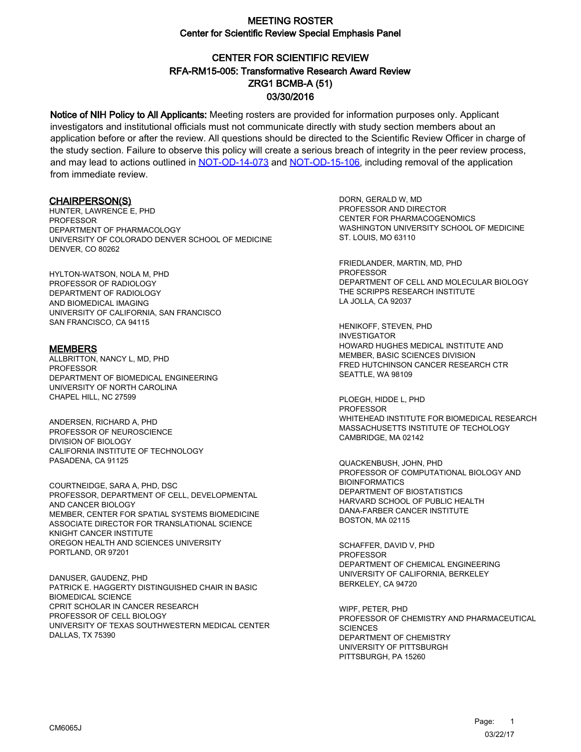# MEETING ROSTER
## Center for Scientific Review Special Emphasis Panel

## CENTER FOR SCIENTIFIC REVIEW
## RFA-RM15-005: Transformative Research Award Review
## ZRG1 BCMB-A (51)
## 03/30/2016

**Notice of NIH Policy to All Applicants:** Meeting rosters are provided for information purposes only. Applicant investigators and institutional officials must not communicate directly with study section members about an application before or after the review. All questions should be directed to the Scientific Review Officer in charge of the study section. Failure to observe this policy will create a serious breach of integrity in the peer review process, and may lead to actions outlined in NOT-OD-14-073 and NOT-OD-15-106, including removal of the application from immediate review.

### CHAIRPERSON(S)

HUNTER, LAWRENCE E, PHD
PROFESSOR
DEPARTMENT OF PHARMACOLOGY
UNIVERSITY OF COLORADO DENVER SCHOOL OF MEDICINE
DENVER, CO 80262

HYLTON-WATSON, NOLA M, PHD
PROFESSOR OF RADIOLOGY
DEPARTMENT OF RADIOLOGY
AND BIOMEDICAL IMAGING
UNIVERSITY OF CALIFORNIA, SAN FRANCISCO
SAN FRANCISCO, CA 94115

### MEMBERS

ALLBRITTON, NANCY L, MD, PHD
PROFESSOR
DEPARTMENT OF BIOMEDICAL ENGINEERING
UNIVERSITY OF NORTH CAROLINA
CHAPEL HILL, NC 27599

ANDERSEN, RICHARD A, PHD
PROFESSOR OF NEUROSCIENCE
DIVISION OF BIOLOGY
CALIFORNIA INSTITUTE OF TECHNOLOGY
PASADENA, CA 91125

COURTNEIDGE, SARA A, PHD, DSC
PROFESSOR, DEPARTMENT OF CELL, DEVELOPMENTAL
AND CANCER BIOLOGY
MEMBER, CENTER FOR SPATIAL SYSTEMS BIOMEDICINE
ASSOCIATE DIRECTOR FOR TRANSLATIONAL SCIENCE
KNIGHT CANCER INSTITUTE
OREGON HEALTH AND SCIENCES UNIVERSITY
PORTLAND, OR 97201

DANUSER, GAUDENZ, PHD
PATRICK E. HAGGERTY DISTINGUISHED CHAIR IN BASIC
BIOMEDICAL SCIENCE
CPRIT SCHOLAR IN CANCER RESEARCH
PROFESSOR OF CELL BIOLOGY
UNIVERSITY OF TEXAS SOUTHWESTERN MEDICAL CENTER
DALLAS, TX 75390

DORN, GERALD W, MD
PROFESSOR AND DIRECTOR
CENTER FOR PHARMACOGENOMICS
WASHINGTON UNIVERSITY SCHOOL OF MEDICINE
ST. LOUIS, MO 63110

FRIEDLANDER, MARTIN, MD, PHD
PROFESSOR
DEPARTMENT OF CELL AND MOLECULAR BIOLOGY
THE SCRIPPS RESEARCH INSTITUTE
LA JOLLA, CA 92037

HENIKOFF, STEVEN, PHD
INVESTIGATOR
HOWARD HUGHES MEDICAL INSTITUTE AND
MEMBER, BASIC SCIENCES DIVISION
FRED HUTCHINSON CANCER RESEARCH CTR
SEATTLE, WA 98109

PLOEGH, HIDDE L, PHD
PROFESSOR
WHITEHEAD INSTITUTE FOR BIOMEDICAL RESEARCH
MASSACHUSETTS INSTITUTE OF TECHOLOGY
CAMBRIDGE, MA 02142

QUACKENBUSH, JOHN, PHD
PROFESSOR OF COMPUTATIONAL BIOLOGY AND
BIOINFORMATICS
DEPARTMENT OF BIOSTATISTICS
HARVARD SCHOOL OF PUBLIC HEALTH
DANA-FARBER CANCER INSTITUTE
BOSTON, MA 02115

SCHAFFER, DAVID V, PHD
PROFESSOR
DEPARTMENT OF CHEMICAL ENGINEERING
UNIVERSITY OF CALIFORNIA, BERKELEY
BERKELEY, CA 94720

WIPF, PETER, PHD
PROFESSOR OF CHEMISTRY AND PHARMACEUTICAL
SCIENCES
DEPARTMENT OF CHEMISTRY
UNIVERSITY OF PITTSBURGH
PITTSBURGH, PA 15260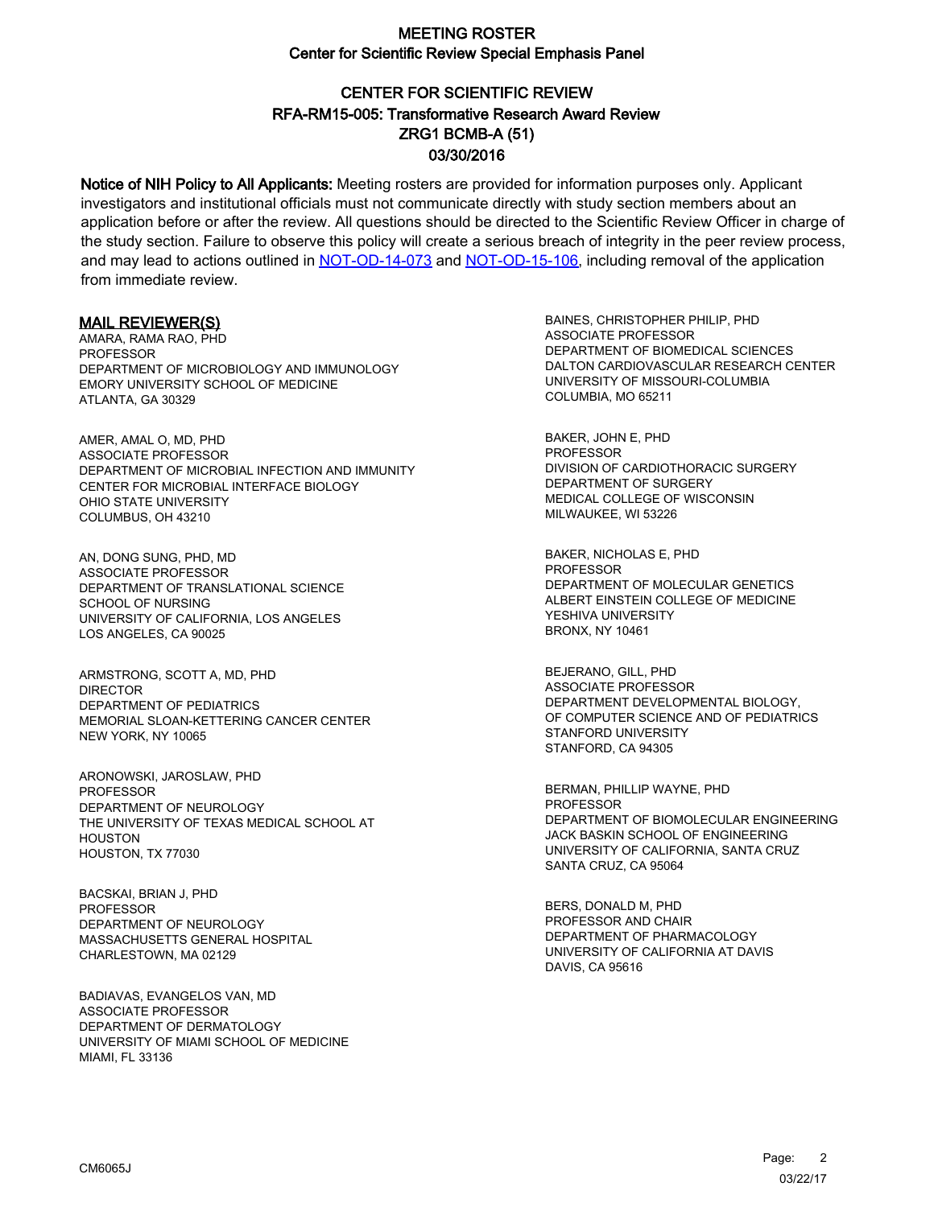# MEETING ROSTER

## Center for Scientific Review Special Emphasis Panel

## CENTER FOR SCIENTIFIC REVIEW
## RFA-RM15-005: Transformative Research Award Review
## ZRG1 BCMB-A (51)
## 03/30/2016

**Notice of NIH Policy to All Applicants:** Meeting rosters are provided for information purposes only. Applicant investigators and institutional officials must not communicate directly with study section members about an application before or after the review. All questions should be directed to the Scientific Review Officer in charge of the study section. Failure to observe this policy will create a serious breach of integrity in the peer review process, and may lead to actions outlined in NOT-OD-14-073 and NOT-OD-15-106, including removal of the application from immediate review.

### MAIL REVIEWER(S)

AMARA, RAMA RAO, PHD
PROFESSOR
DEPARTMENT OF MICROBIOLOGY AND IMMUNOLOGY
EMORY UNIVERSITY SCHOOL OF MEDICINE
ATLANTA, GA 30329

AMER, AMAL O, MD, PHD
ASSOCIATE PROFESSOR
DEPARTMENT OF MICROBIAL INFECTION AND IMMUNITY
CENTER FOR MICROBIAL INTERFACE BIOLOGY
OHIO STATE UNIVERSITY
COLUMBUS, OH 43210

AN, DONG SUNG, PHD, MD
ASSOCIATE PROFESSOR
DEPARTMENT OF TRANSLATIONAL SCIENCE
SCHOOL OF NURSING
UNIVERSITY OF CALIFORNIA, LOS ANGELES
LOS ANGELES, CA 90025

ARMSTRONG, SCOTT A, MD, PHD
DIRECTOR
DEPARTMENT OF PEDIATRICS
MEMORIAL SLOAN-KETTERING CANCER CENTER
NEW YORK, NY 10065

ARONOWSKI, JAROSLAW, PHD
PROFESSOR
DEPARTMENT OF NEUROLOGY
THE UNIVERSITY OF TEXAS MEDICAL SCHOOL AT HOUSTON
HOUSTON, TX 77030

BACSKAI, BRIAN J, PHD
PROFESSOR
DEPARTMENT OF NEUROLOGY
MASSACHUSETTS GENERAL HOSPITAL
CHARLESTOWN, MA 02129

BADIAVAS, EVANGELOS VAN, MD
ASSOCIATE PROFESSOR
DEPARTMENT OF DERMATOLOGY
UNIVERSITY OF MIAMI SCHOOL OF MEDICINE
MIAMI, FL 33136

BAINES, CHRISTOPHER PHILIP, PHD
ASSOCIATE PROFESSOR
DEPARTMENT OF BIOMEDICAL SCIENCES
DALTON CARDIOVASCULAR RESEARCH CENTER
UNIVERSITY OF MISSOURI-COLUMBIA
COLUMBIA, MO 65211

BAKER, JOHN E, PHD
PROFESSOR
DIVISION OF CARDIOTHORACIC SURGERY
DEPARTMENT OF SURGERY
MEDICAL COLLEGE OF WISCONSIN
MILWAUKEE, WI 53226

BAKER, NICHOLAS E, PHD
PROFESSOR
DEPARTMENT OF MOLECULAR GENETICS
ALBERT EINSTEIN COLLEGE OF MEDICINE
YESHIVA UNIVERSITY
BRONX, NY 10461

BEJERANO, GILL, PHD
ASSOCIATE PROFESSOR
DEPARTMENT DEVELOPMENTAL BIOLOGY,
OF COMPUTER SCIENCE AND OF PEDIATRICS
STANFORD UNIVERSITY
STANFORD, CA 94305

BERMAN, PHILLIP WAYNE, PHD
PROFESSOR
DEPARTMENT OF BIOMOLECULAR ENGINEERING
JACK BASKIN SCHOOL OF ENGINEERING
UNIVERSITY OF CALIFORNIA, SANTA CRUZ
SANTA CRUZ, CA 95064

BERS, DONALD M, PHD
PROFESSOR AND CHAIR
DEPARTMENT OF PHARMACOLOGY
UNIVERSITY OF CALIFORNIA AT DAVIS
DAVIS, CA 95616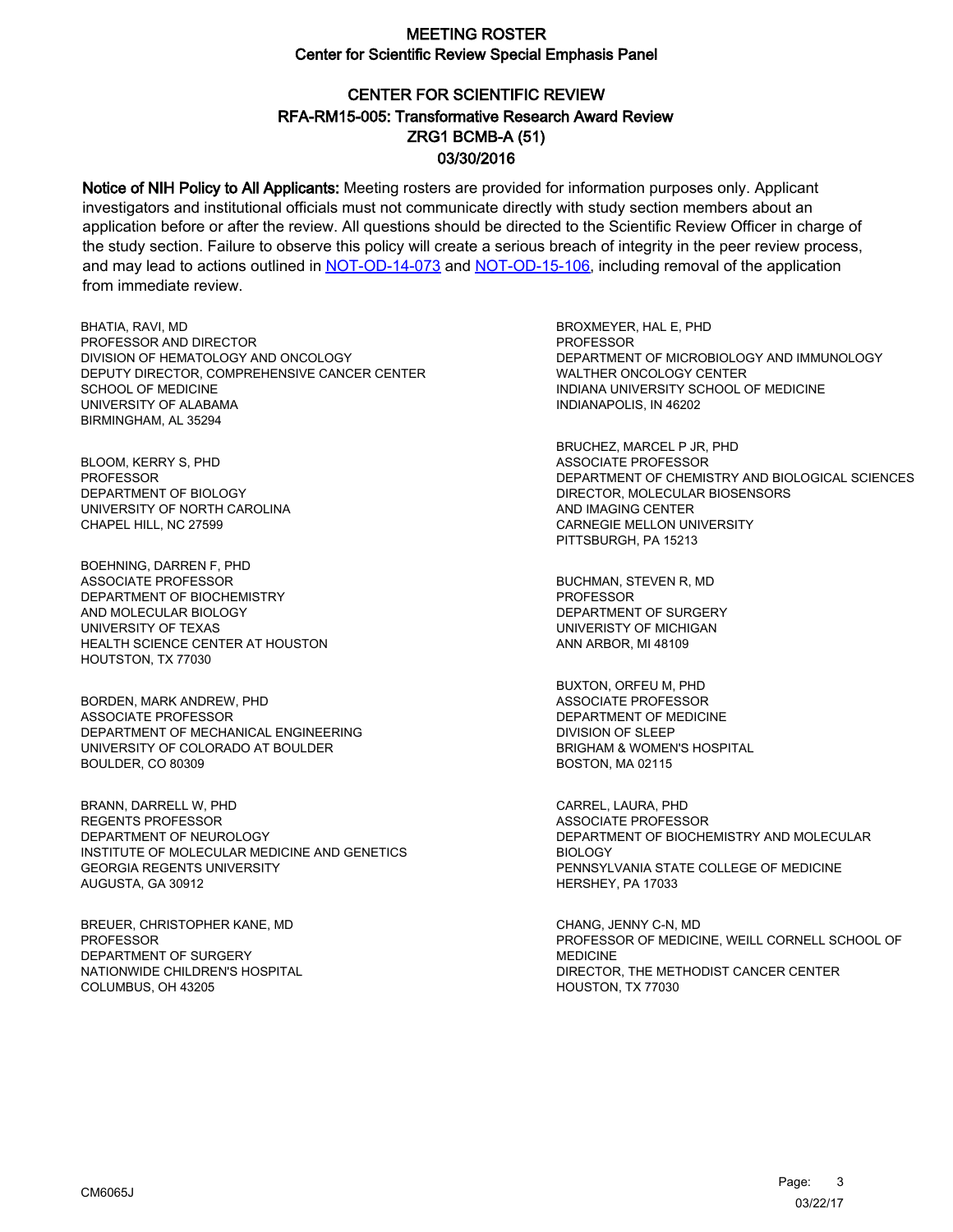# MEETING ROSTER

## Center for Scientific Review Special Emphasis Panel

## CENTER FOR SCIENTIFIC REVIEW
## RFA-RM15-005: Transformative Research Award Review
## ZRG1 BCMB-A (51)
## 03/30/2016

**Notice of NIH Policy to All Applicants:** Meeting rosters are provided for information purposes only. Applicant investigators and institutional officials must not communicate directly with study section members about an application before or after the review. All questions should be directed to the Scientific Review Officer in charge of the study section. Failure to observe this policy will create a serious breach of integrity in the peer review process, and may lead to actions outlined in NOT-OD-14-073 and NOT-OD-15-106, including removal of the application from immediate review.

BHATIA, RAVI, MD
PROFESSOR AND DIRECTOR
DIVISION OF HEMATOLOGY AND ONCOLOGY
DEPUTY DIRECTOR, COMPREHENSIVE CANCER CENTER
SCHOOL OF MEDICINE
UNIVERSITY OF ALABAMA
BIRMINGHAM, AL 35294

BLOOM, KERRY S, PHD
PROFESSOR
DEPARTMENT OF BIOLOGY
UNIVERSITY OF NORTH CAROLINA
CHAPEL HILL, NC 27599

BOEHNING, DARREN F, PHD
ASSOCIATE PROFESSOR
DEPARTMENT OF BIOCHEMISTRY
AND MOLECULAR BIOLOGY
UNIVERSITY OF TEXAS
HEALTH SCIENCE CENTER AT HOUSTON
HOUTSTON, TX 77030

BORDEN, MARK ANDREW, PHD
ASSOCIATE PROFESSOR
DEPARTMENT OF MECHANICAL ENGINEERING
UNIVERSITY OF COLORADO AT BOULDER
BOULDER, CO 80309

BRANN, DARRELL W, PHD
REGENTS PROFESSOR
DEPARTMENT OF NEUROLOGY
INSTITUTE OF MOLECULAR MEDICINE AND GENETICS
GEORGIA REGENTS UNIVERSITY
AUGUSTA, GA 30912

BREUER, CHRISTOPHER KANE, MD
PROFESSOR
DEPARTMENT OF SURGERY
NATIONWIDE CHILDREN'S HOSPITAL
COLUMBUS, OH 43205

BROXMEYER, HAL E, PHD
PROFESSOR
DEPARTMENT OF MICROBIOLOGY AND IMMUNOLOGY
WALTHER ONCOLOGY CENTER
INDIANA UNIVERSITY SCHOOL OF MEDICINE
INDIANAPOLIS, IN 46202

BRUCHEZ, MARCEL P JR, PHD
ASSOCIATE PROFESSOR
DEPARTMENT OF CHEMISTRY AND BIOLOGICAL SCIENCES
DIRECTOR, MOLECULAR BIOSENSORS
AND IMAGING CENTER
CARNEGIE MELLON UNIVERSITY
PITTSBURGH, PA 15213

BUCHMAN, STEVEN R, MD
PROFESSOR
DEPARTMENT OF SURGERY
UNIVERISTY OF MICHIGAN
ANN ARBOR, MI 48109

BUXTON, ORFEU M, PHD
ASSOCIATE PROFESSOR
DEPARTMENT OF MEDICINE
DIVISION OF SLEEP
BRIGHAM & WOMEN'S HOSPITAL
BOSTON, MA 02115

CARREL, LAURA, PHD
ASSOCIATE PROFESSOR
DEPARTMENT OF BIOCHEMISTRY AND MOLECULAR BIOLOGY
PENNSYLVANIA STATE COLLEGE OF MEDICINE
HERSHEY, PA 17033

CHANG, JENNY C-N, MD
PROFESSOR OF MEDICINE, WEILL CORNELL SCHOOL OF MEDICINE
DIRECTOR, THE METHODIST CANCER CENTER
HOUSTON, TX 77030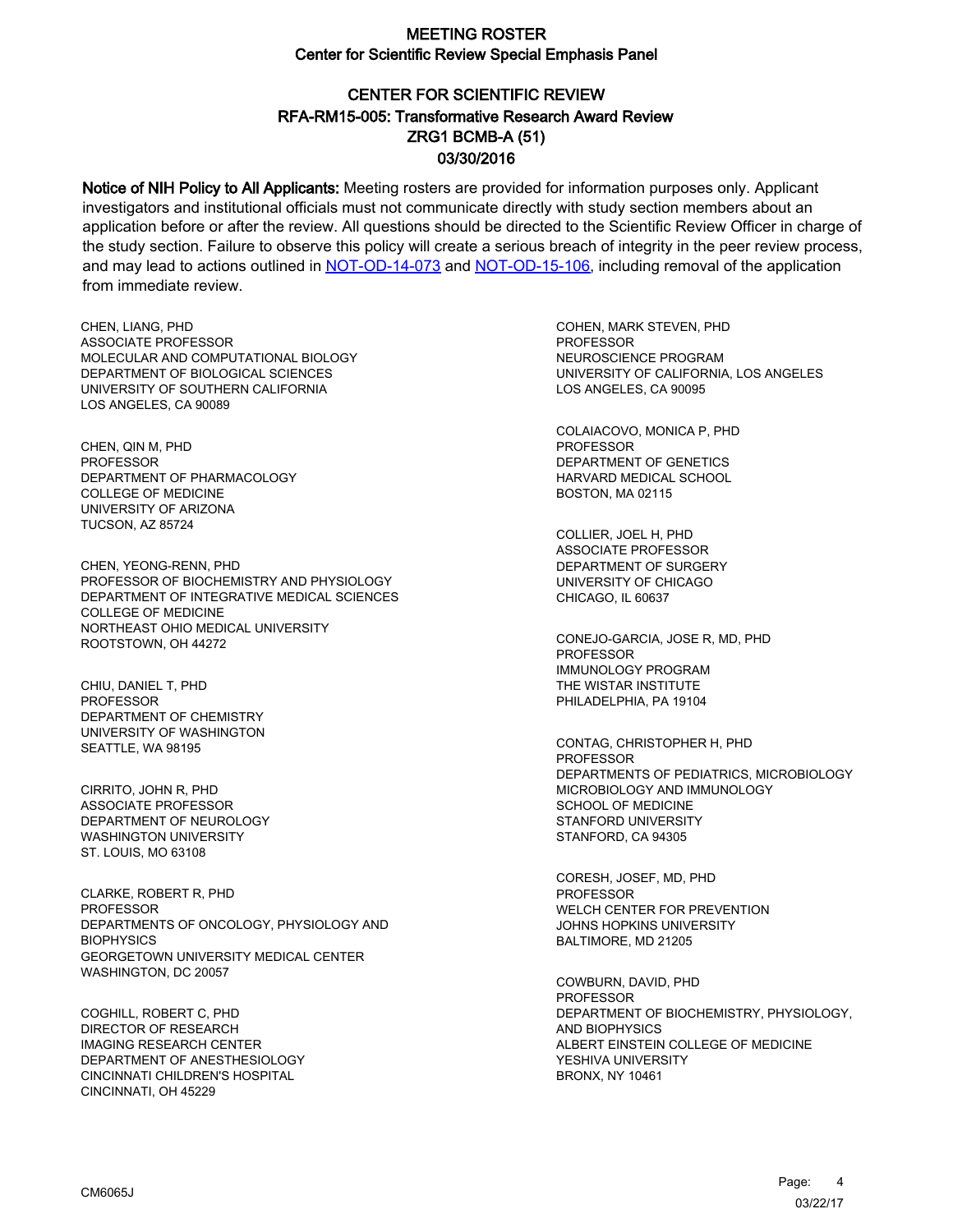# MEETING ROSTER
## Center for Scientific Review Special Emphasis Panel

## CENTER FOR SCIENTIFIC REVIEW
## RFA-RM15-005: Transformative Research Award Review
## ZRG1 BCMB-A (51)
## 03/30/2016

**Notice of NIH Policy to All Applicants:** Meeting rosters are provided for information purposes only. Applicant investigators and institutional officials must not communicate directly with study section members about an application before or after the review. All questions should be directed to the Scientific Review Officer in charge of the study section. Failure to observe this policy will create a serious breach of integrity in the peer review process, and may lead to actions outlined in NOT-OD-14-073 and NOT-OD-15-106, including removal of the application from immediate review.

CHEN, LIANG, PHD
ASSOCIATE PROFESSOR
MOLECULAR AND COMPUTATIONAL BIOLOGY
DEPARTMENT OF BIOLOGICAL SCIENCES
UNIVERSITY OF SOUTHERN CALIFORNIA
LOS ANGELES, CA 90089

CHEN, QIN M, PHD
PROFESSOR
DEPARTMENT OF PHARMACOLOGY
COLLEGE OF MEDICINE
UNIVERSITY OF ARIZONA
TUCSON, AZ 85724

CHEN, YEONG-RENN, PHD
PROFESSOR OF BIOCHEMISTRY AND PHYSIOLOGY
DEPARTMENT OF INTEGRATIVE MEDICAL SCIENCES
COLLEGE OF MEDICINE
NORTHEAST OHIO MEDICAL UNIVERSITY
ROOTSTOWN, OH 44272

CHIU, DANIEL T, PHD
PROFESSOR
DEPARTMENT OF CHEMISTRY
UNIVERSITY OF WASHINGTON
SEATTLE, WA 98195

CIRRITO, JOHN R, PHD
ASSOCIATE PROFESSOR
DEPARTMENT OF NEUROLOGY
WASHINGTON UNIVERSITY
ST. LOUIS, MO 63108

CLARKE, ROBERT R, PHD
PROFESSOR
DEPARTMENTS OF ONCOLOGY, PHYSIOLOGY AND BIOPHYSICS
GEORGETOWN UNIVERSITY MEDICAL CENTER
WASHINGTON, DC 20057

COGHILL, ROBERT C, PHD
DIRECTOR OF RESEARCH
IMAGING RESEARCH CENTER
DEPARTMENT OF ANESTHESIOLOGY
CINCINNATI CHILDREN'S HOSPITAL
CINCINNATI, OH 45229

COHEN, MARK STEVEN, PHD
PROFESSOR
NEUROSCIENCE PROGRAM
UNIVERSITY OF CALIFORNIA, LOS ANGELES
LOS ANGELES, CA 90095

COLAIACOVO, MONICA P, PHD
PROFESSOR
DEPARTMENT OF GENETICS
HARVARD MEDICAL SCHOOL
BOSTON, MA 02115

COLLIER, JOEL H, PHD
ASSOCIATE PROFESSOR
DEPARTMENT OF SURGERY
UNIVERSITY OF CHICAGO
CHICAGO, IL 60637

CONEJO-GARCIA, JOSE R, MD, PHD
PROFESSOR
IMMUNOLOGY PROGRAM
THE WISTAR INSTITUTE
PHILADELPHIA, PA 19104

CONTAG, CHRISTOPHER H, PHD
PROFESSOR
DEPARTMENTS OF PEDIATRICS, MICROBIOLOGY
MICROBIOLOGY AND IMMUNOLOGY
SCHOOL OF MEDICINE
STANFORD UNIVERSITY
STANFORD, CA 94305

CORESH, JOSEF, MD, PHD
PROFESSOR
WELCH CENTER FOR PREVENTION
JOHNS HOPKINS UNIVERSITY
BALTIMORE, MD 21205

COWBURN, DAVID, PHD
PROFESSOR
DEPARTMENT OF BIOCHEMISTRY, PHYSIOLOGY, AND BIOPHYSICS
ALBERT EINSTEIN COLLEGE OF MEDICINE
YESHIVA UNIVERSITY
BRONX, NY 10461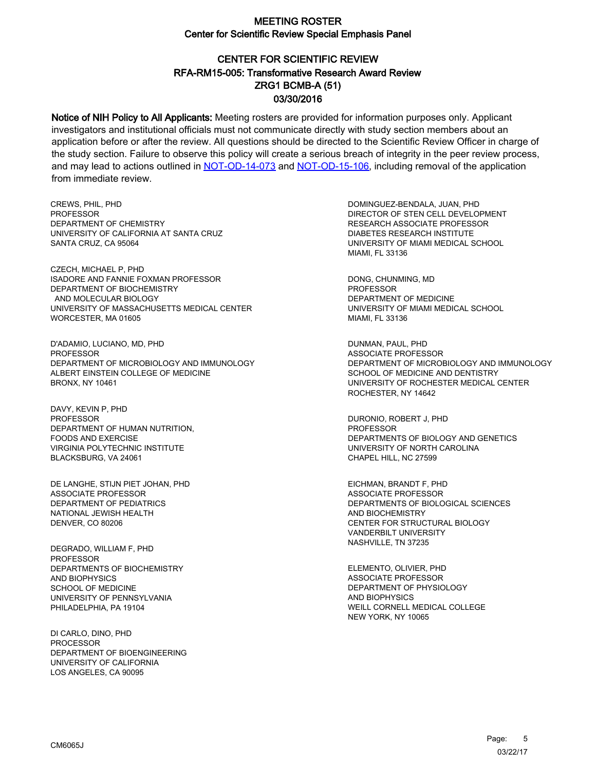# MEETING ROSTER
## Center for Scientific Review Special Emphasis Panel

## CENTER FOR SCIENTIFIC REVIEW
## RFA-RM15-005: Transformative Research Award Review
## ZRG1 BCMB-A (51)
## 03/30/2016

**Notice of NIH Policy to All Applicants:** Meeting rosters are provided for information purposes only. Applicant investigators and institutional officials must not communicate directly with study section members about an application before or after the review. All questions should be directed to the Scientific Review Officer in charge of the study section. Failure to observe this policy will create a serious breach of integrity in the peer review process, and may lead to actions outlined in NOT-OD-14-073 and NOT-OD-15-106, including removal of the application from immediate review.

CREWS, PHIL, PHD
PROFESSOR
DEPARTMENT OF CHEMISTRY
UNIVERSITY OF CALIFORNIA AT SANTA CRUZ
SANTA CRUZ, CA 95064

CZECH, MICHAEL P, PHD
ISADORE AND FANNIE FOXMAN PROFESSOR
DEPARTMENT OF BIOCHEMISTRY
AND MOLECULAR BIOLOGY
UNIVERSITY OF MASSACHUSETTS MEDICAL CENTER
WORCESTER, MA 01605

D'ADAMIO, LUCIANO, MD, PHD
PROFESSOR
DEPARTMENT OF MICROBIOLOGY AND IMMUNOLOGY
ALBERT EINSTEIN COLLEGE OF MEDICINE
BRONX, NY 10461

DAVY, KEVIN P, PHD
PROFESSOR
DEPARTMENT OF HUMAN NUTRITION,
FOODS AND EXERCISE
VIRGINIA POLYTECHNIC INSTITUTE
BLACKSBURG, VA 24061

DE LANGHE, STIJN PIET JOHAN, PHD
ASSOCIATE PROFESSOR
DEPARTMENT OF PEDIATRICS
NATIONAL JEWISH HEALTH
DENVER, CO 80206

DEGRADO, WILLIAM F, PHD
PROFESSOR
DEPARTMENTS OF BIOCHEMISTRY
AND BIOPHYSICS
SCHOOL OF MEDICINE
UNIVERSITY OF PENNSYLVANIA
PHILADELPHIA, PA 19104

DI CARLO, DINO, PHD
PROCESSOR
DEPARTMENT OF BIOENGINEERING
UNIVERSITY OF CALIFORNIA
LOS ANGELES, CA 90095

DOMINGUEZ-BENDALA, JUAN, PHD
DIRECTOR OF STEN CELL DEVELOPMENT
RESEARCH ASSOCIATE PROFESSOR
DIABETES RESEARCH INSTITUTE
UNIVERSITY OF MIAMI MEDICAL SCHOOL
MIAMI, FL 33136

DONG, CHUNMING, MD
PROFESSOR
DEPARTMENT OF MEDICINE
UNIVERSITY OF MIAMI MEDICAL SCHOOL
MIAMI, FL 33136

DUNMAN, PAUL, PHD
ASSOCIATE PROFESSOR
DEPARTMENT OF MICROBIOLOGY AND IMMUNOLOGY
SCHOOL OF MEDICINE AND DENTISTRY
UNIVERSITY OF ROCHESTER MEDICAL CENTER
ROCHESTER, NY 14642

DURONIO, ROBERT J, PHD
PROFESSOR
DEPARTMENTS OF BIOLOGY AND GENETICS
UNIVERSITY OF NORTH CAROLINA
CHAPEL HILL, NC 27599

EICHMAN, BRANDT F, PHD
ASSOCIATE PROFESSOR
DEPARTMENTS OF BIOLOGICAL SCIENCES
AND BIOCHEMISTRY
CENTER FOR STRUCTURAL BIOLOGY
VANDERBILT UNIVERSITY
NASHVILLE, TN 37235

ELEMENTO, OLIVIER, PHD
ASSOCIATE PROFESSOR
DEPARTMENT OF PHYSIOLOGY
AND BIOPHYSICS
WEILL CORNELL MEDICAL COLLEGE
NEW YORK, NY 10065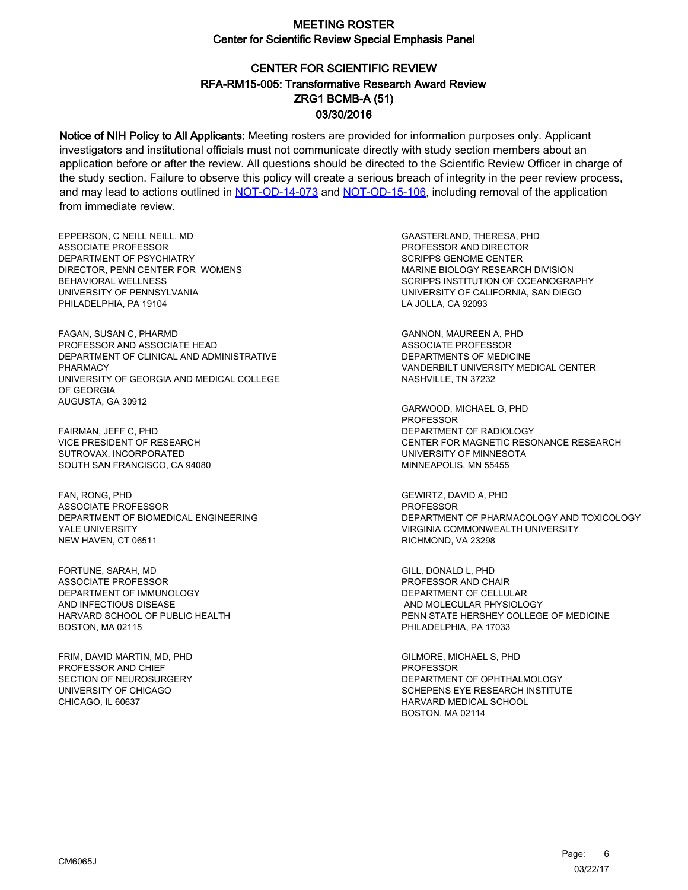# MEETING ROSTER

## Center for Scientific Review Special Emphasis Panel

## CENTER FOR SCIENTIFIC REVIEW
## RFA-RM15-005: Transformative Research Award Review
## ZRG1 BCMB-A (51)
## 03/30/2016

**Notice of NIH Policy to All Applicants:** Meeting rosters are provided for information purposes only. Applicant investigators and institutional officials must not communicate directly with study section members about an application before or after the review. All questions should be directed to the Scientific Review Officer in charge of the study section. Failure to observe this policy will create a serious breach of integrity in the peer review process, and may lead to actions outlined in NOT-OD-14-073 and NOT-OD-15-106, including removal of the application from immediate review.

EPPERSON, C NEILL NEILL, MD
ASSOCIATE PROFESSOR
DEPARTMENT OF PSYCHIATRY
DIRECTOR, PENN CENTER FOR WOMENS BEHAVIORAL WELLNESS
UNIVERSITY OF PENNSYLVANIA
PHILADELPHIA, PA 19104

FAGAN, SUSAN C, PHARMD
PROFESSOR AND ASSOCIATE HEAD
DEPARTMENT OF CLINICAL AND ADMINISTRATIVE PHARMACY
UNIVERSITY OF GEORGIA AND MEDICAL COLLEGE OF GEORGIA
AUGUSTA, GA 30912

FAIRMAN, JEFF C, PHD
VICE PRESIDENT OF RESEARCH
SUTROVAX, INCORPORATED
SOUTH SAN FRANCISCO, CA 94080

FAN, RONG, PHD
ASSOCIATE PROFESSOR
DEPARTMENT OF BIOMEDICAL ENGINEERING
YALE UNIVERSITY
NEW HAVEN, CT 06511

FORTUNE, SARAH, MD
ASSOCIATE PROFESSOR
DEPARTMENT OF IMMUNOLOGY AND INFECTIOUS DISEASE
HARVARD SCHOOL OF PUBLIC HEALTH
BOSTON, MA 02115

FRIM, DAVID MARTIN, MD, PHD
PROFESSOR AND CHIEF
SECTION OF NEUROSURGERY
UNIVERSITY OF CHICAGO
CHICAGO, IL 60637

GAASTERLAND, THERESA, PHD
PROFESSOR AND DIRECTOR
SCRIPPS GENOME CENTER
MARINE BIOLOGY RESEARCH DIVISION
SCRIPPS INSTITUTION OF OCEANOGRAPHY
UNIVERSITY OF CALIFORNIA, SAN DIEGO
LA JOLLA, CA 92093

GANNON, MAUREEN A, PHD
ASSOCIATE PROFESSOR
DEPARTMENTS OF MEDICINE
VANDERBILT UNIVERSITY MEDICAL CENTER
NASHVILLE, TN 37232

GARWOOD, MICHAEL G, PHD
PROFESSOR
DEPARTMENT OF RADIOLOGY
CENTER FOR MAGNETIC RESONANCE RESEARCH
UNIVERSITY OF MINNESOTA
MINNEAPOLIS, MN 55455

GEWIRTZ, DAVID A, PHD
PROFESSOR
DEPARTMENT OF PHARMACOLOGY AND TOXICOLOGY
VIRGINIA COMMONWEALTH UNIVERSITY
RICHMOND, VA 23298

GILL, DONALD L, PHD
PROFESSOR AND CHAIR
DEPARTMENT OF CELLULAR AND MOLECULAR PHYSIOLOGY
PENN STATE HERSHEY COLLEGE OF MEDICINE
PHILADELPHIA, PA 17033

GILMORE, MICHAEL S, PHD
PROFESSOR
DEPARTMENT OF OPHTHALMOLOGY
SCHEPENS EYE RESEARCH INSTITUTE
HARVARD MEDICAL SCHOOL
BOSTON, MA 02114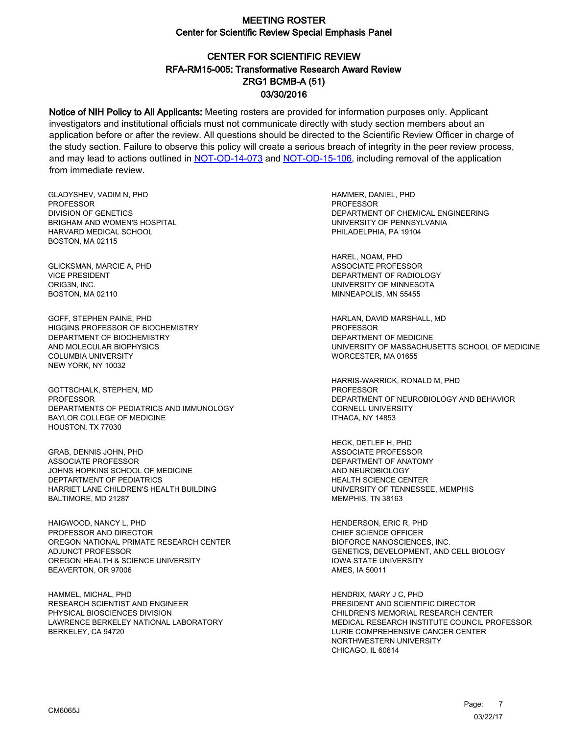# MEETING ROSTER

## Center for Scientific Review Special Emphasis Panel

## CENTER FOR SCIENTIFIC REVIEW
## RFA-RM15-005: Transformative Research Award Review
## ZRG1 BCMB-A (51)
## 03/30/2016

**Notice of NIH Policy to All Applicants:** Meeting rosters are provided for information purposes only. Applicant investigators and institutional officials must not communicate directly with study section members about an application before or after the review. All questions should be directed to the Scientific Review Officer in charge of the study section. Failure to observe this policy will create a serious breach of integrity in the peer review process, and may lead to actions outlined in NOT-OD-14-073 and NOT-OD-15-106, including removal of the application from immediate review.

GLADYSHEV, VADIM N, PHD
PROFESSOR
DIVISION OF GENETICS
BRIGHAM AND WOMEN'S HOSPITAL
HARVARD MEDICAL SCHOOL
BOSTON, MA 02115

GLICKSMAN, MARCIE A, PHD
VICE PRESIDENT
ORIG3N, INC.
BOSTON, MA 02110

GOFF, STEPHEN PAINE, PHD
HIGGINS PROFESSOR OF BIOCHEMISTRY
DEPARTMENT OF BIOCHEMISTRY
AND MOLECULAR BIOPHYSICS
COLUMBIA UNIVERSITY
NEW YORK, NY 10032

GOTTSCHALK, STEPHEN, MD
PROFESSOR
DEPARTMENTS OF PEDIATRICS AND IMMUNOLOGY
BAYLOR COLLEGE OF MEDICINE
HOUSTON, TX 77030

GRAB, DENNIS JOHN, PHD
ASSOCIATE PROFESSOR
JOHNS HOPKINS SCHOOL OF MEDICINE
DEPTARTMENT OF PEDIATRICS
HARRIET LANE CHILDREN'S HEALTH BUILDING
BALTIMORE, MD 21287

HAIGWOOD, NANCY L, PHD
PROFESSOR AND DIRECTOR
OREGON NATIONAL PRIMATE RESEARCH CENTER
ADJUNCT PROFESSOR
OREGON HEALTH & SCIENCE UNIVERSITY
BEAVERTON, OR 97006

HAMMEL, MICHAL, PHD
RESEARCH SCIENTIST AND ENGINEER
PHYSICAL BIOSCIENCES DIVISION
LAWRENCE BERKELEY NATIONAL LABORATORY
BERKELEY, CA 94720

HAMMER, DANIEL, PHD
PROFESSOR
DEPARTMENT OF CHEMICAL ENGINEERING
UNIVERSITY OF PENNSYLVANIA
PHILADELPHIA, PA 19104

HAREL, NOAM, PHD
ASSOCIATE PROFESSOR
DEPARTMENT OF RADIOLOGY
UNIVERSITY OF MINNESOTA
MINNEAPOLIS, MN 55455

HARLAN, DAVID MARSHALL, MD
PROFESSOR
DEPARTMENT OF MEDICINE
UNIVERSITY OF MASSACHUSETTS SCHOOL OF MEDICINE
WORCESTER, MA 01655

HARRIS-WARRICK, RONALD M, PHD
PROFESSOR
DEPARTMENT OF NEUROBIOLOGY AND BEHAVIOR
CORNELL UNIVERSITY
ITHACA, NY 14853

HECK, DETLEF H, PHD
ASSOCIATE PROFESSOR
DEPARTMENT OF ANATOMY
AND NEUROBIOLOGY
HEALTH SCIENCE CENTER
UNIVERSITY OF TENNESSEE, MEMPHIS
MEMPHIS, TN 38163

HENDERSON, ERIC R, PHD
CHIEF SCIENCE OFFICER
BIOFORCE NANOSCIENCES, INC.
GENETICS, DEVELOPMENT, AND CELL BIOLOGY
IOWA STATE UNIVERSITY
AMES, IA 50011

HENDRIX, MARY J C, PHD
PRESIDENT AND SCIENTIFIC DIRECTOR
CHILDREN'S MEMORIAL RESEARCH CENTER
MEDICAL RESEARCH INSTITUTE COUNCIL PROFESSOR
LURIE COMPREHENSIVE CANCER CENTER
NORTHWESTERN UNIVERSITY
CHICAGO, IL 60614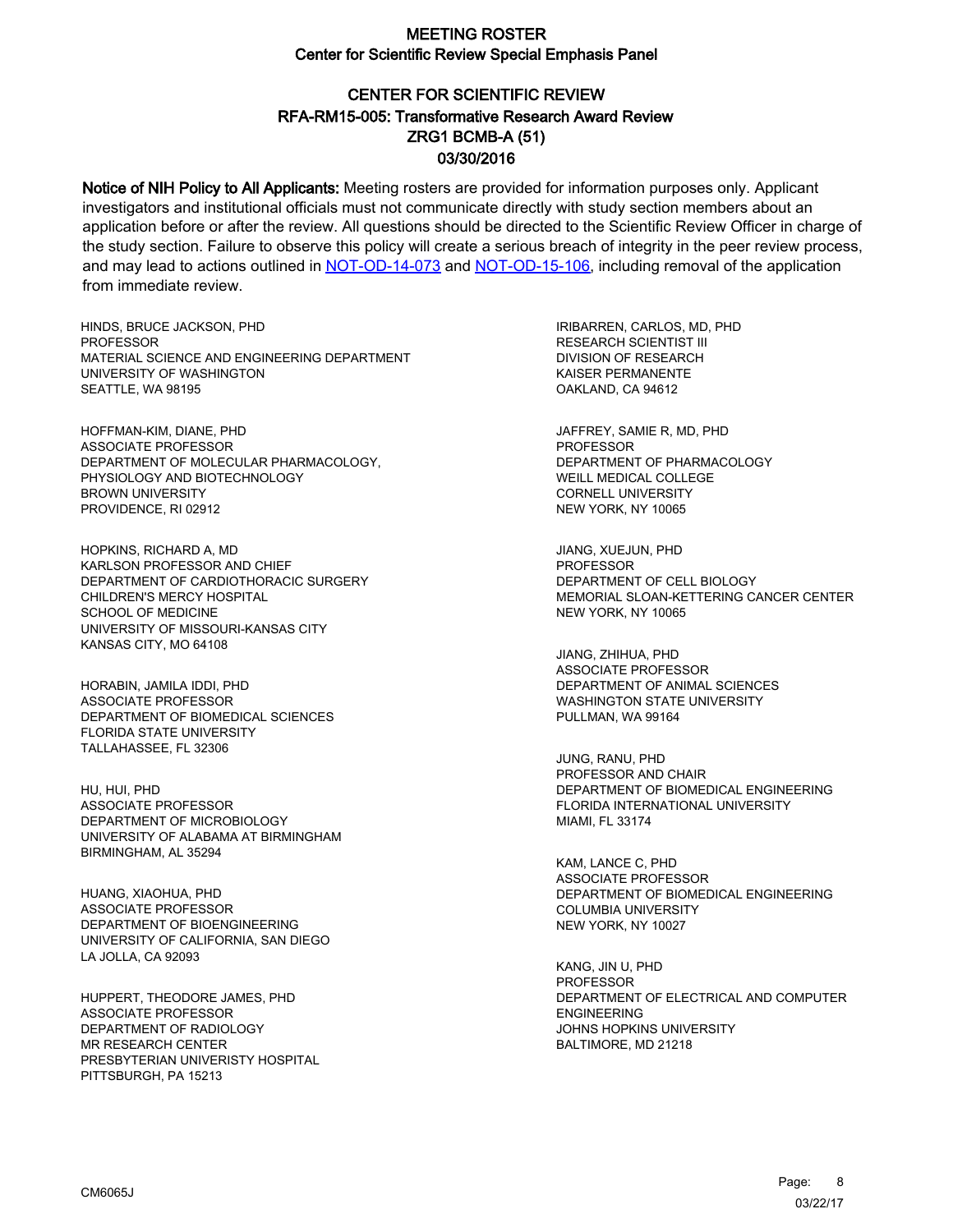# MEETING ROSTER
## Center for Scientific Review Special Emphasis Panel

## CENTER FOR SCIENTIFIC REVIEW
## RFA-RM15-005: Transformative Research Award Review
## ZRG1 BCMB-A (51)
## 03/30/2016

**Notice of NIH Policy to All Applicants:** Meeting rosters are provided for information purposes only. Applicant investigators and institutional officials must not communicate directly with study section members about an application before or after the review. All questions should be directed to the Scientific Review Officer in charge of the study section. Failure to observe this policy will create a serious breach of integrity in the peer review process, and may lead to actions outlined in [NOT-OD-14-073](https://grants.nih.gov/grants/guide/notice-files/NOT-OD-14-073.html) and [NOT-OD-15-106](https://grants.nih.gov/grants/guide/notice-files/NOT-OD-15-106.html), including removal of the application from immediate review.

HINDS, BRUCE JACKSON, PHD
PROFESSOR
MATERIAL SCIENCE AND ENGINEERING DEPARTMENT
UNIVERSITY OF WASHINGTON
SEATTLE, WA 98195

HOFFMAN-KIM, DIANE, PHD
ASSOCIATE PROFESSOR
DEPARTMENT OF MOLECULAR PHARMACOLOGY, PHYSIOLOGY AND BIOTECHNOLOGY
BROWN UNIVERSITY
PROVIDENCE, RI 02912

HOPKINS, RICHARD A, MD
KARLSON PROFESSOR AND CHIEF
DEPARTMENT OF CARDIOTHORACIC SURGERY
CHILDREN'S MERCY HOSPITAL
SCHOOL OF MEDICINE
UNIVERSITY OF MISSOURI-KANSAS CITY
KANSAS CITY, MO 64108

HORABIN, JAMILA IDDI, PHD
ASSOCIATE PROFESSOR
DEPARTMENT OF BIOMEDICAL SCIENCES
FLORIDA STATE UNIVERSITY
TALLAHASSEE, FL 32306

HU, HUI, PHD
ASSOCIATE PROFESSOR
DEPARTMENT OF MICROBIOLOGY
UNIVERSITY OF ALABAMA AT BIRMINGHAM
BIRMINGHAM, AL 35294

HUANG, XIAOHUA, PHD
ASSOCIATE PROFESSOR
DEPARTMENT OF BIOENGINEERING
UNIVERSITY OF CALIFORNIA, SAN DIEGO
LA JOLLA, CA 92093

HUPPERT, THEODORE JAMES, PHD
ASSOCIATE PROFESSOR
DEPARTMENT OF RADIOLOGY
MR RESEARCH CENTER
PRESBYTERIAN UNIVERISTY HOSPITAL
PITTSBURGH, PA 15213

IRIBARREN, CARLOS, MD, PHD
RESEARCH SCIENTIST III
DIVISION OF RESEARCH
KAISER PERMANENTE
OAKLAND, CA 94612

JAFFREY, SAMIE R, MD, PHD
PROFESSOR
DEPARTMENT OF PHARMACOLOGY
WEILL MEDICAL COLLEGE
CORNELL UNIVERSITY
NEW YORK, NY 10065

JIANG, XUEJUN, PHD
PROFESSOR
DEPARTMENT OF CELL BIOLOGY
MEMORIAL SLOAN-KETTERING CANCER CENTER
NEW YORK, NY 10065

JIANG, ZHIHUA, PHD
ASSOCIATE PROFESSOR
DEPARTMENT OF ANIMAL SCIENCES
WASHINGTON STATE UNIVERSITY
PULLMAN, WA 99164

JUNG, RANU, PHD
PROFESSOR AND CHAIR
DEPARTMENT OF BIOMEDICAL ENGINEERING
FLORIDA INTERNATIONAL UNIVERSITY
MIAMI, FL 33174

KAM, LANCE C, PHD
ASSOCIATE PROFESSOR
DEPARTMENT OF BIOMEDICAL ENGINEERING
COLUMBIA UNIVERSITY
NEW YORK, NY 10027

KANG, JIN U, PHD
PROFESSOR
DEPARTMENT OF ELECTRICAL AND COMPUTER ENGINEERING
JOHNS HOPKINS UNIVERSITY
BALTIMORE, MD 21218

CM6065J

03/22/17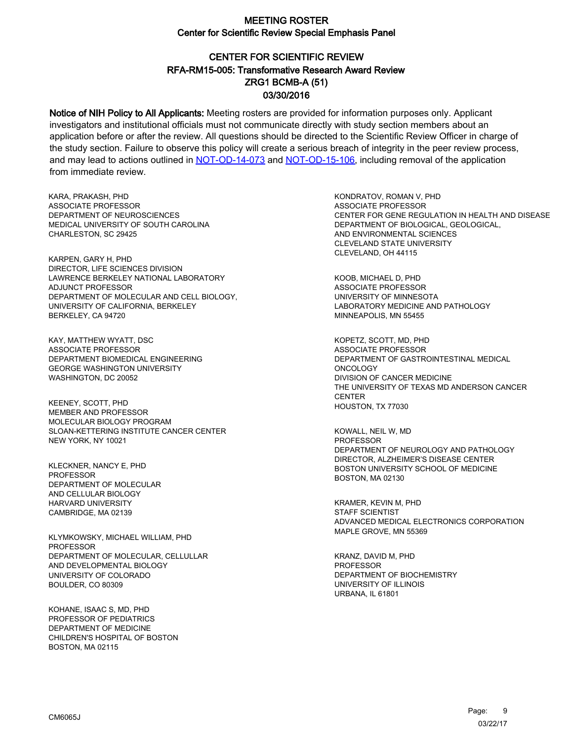# MEETING ROSTER

## Center for Scientific Review Special Emphasis Panel

## CENTER FOR SCIENTIFIC REVIEW
## RFA-RM15-005: Transformative Research Award Review
## ZRG1 BCMB-A (51)
## 03/30/2016

**Notice of NIH Policy to All Applicants:** Meeting rosters are provided for information purposes only. Applicant investigators and institutional officials must not communicate directly with study section members about an application before or after the review. All questions should be directed to the Scientific Review Officer in charge of the study section. Failure to observe this policy will create a serious breach of integrity in the peer review process, and may lead to actions outlined in [NOT-OD-14-073](NOT-OD-14-073) and [NOT-OD-15-106](NOT-OD-15-106), including removal of the application from immediate review.

KARA, PRAKASH, PHD
ASSOCIATE PROFESSOR
DEPARTMENT OF NEUROSCIENCES
MEDICAL UNIVERSITY OF SOUTH CAROLINA
CHARLESTON, SC 29425

KARPEN, GARY H, PHD
DIRECTOR, LIFE SCIENCES DIVISION
LAWRENCE BERKELEY NATIONAL LABORATORY
ADJUNCT PROFESSOR
DEPARTMENT OF MOLECULAR AND CELL BIOLOGY,
UNIVERSITY OF CALIFORNIA, BERKELEY
BERKELEY, CA 94720

KAY, MATTHEW WYATT, DSC
ASSOCIATE PROFESSOR
DEPARTMENT BIOMEDICAL ENGINEERING
GEORGE WASHINGTON UNIVERSITY
WASHINGTON, DC 20052

KEENEY, SCOTT, PHD
MEMBER AND PROFESSOR
MOLECULAR BIOLOGY PROGRAM
SLOAN-KETTERING INSTITUTE CANCER CENTER
NEW YORK, NY 10021

KLECKNER, NANCY E, PHD
PROFESSOR
DEPARTMENT OF MOLECULAR
AND CELLULAR BIOLOGY
HARVARD UNIVERSITY
CAMBRIDGE, MA 02139

KLYMKOWSKY, MICHAEL WILLIAM, PHD
PROFESSOR
DEPARTMENT OF MOLECULAR, CELLULLAR
AND DEVELOPMENTAL BIOLOGY
UNIVERSITY OF COLORADO
BOULDER, CO 80309

KOHANE, ISAAC S, MD, PHD
PROFESSOR OF PEDIATRICS
DEPARTMENT OF MEDICINE
CHILDREN'S HOSPITAL OF BOSTON
BOSTON, MA 02115

KONDRATOV, ROMAN V, PHD
ASSOCIATE PROFESSOR
CENTER FOR GENE REGULATION IN HEALTH AND DISEASE
DEPARTMENT OF BIOLOGICAL, GEOLOGICAL,
AND ENVIRONMENTAL SCIENCES
CLEVELAND STATE UNIVERSITY
CLEVELAND, OH 44115

KOOB, MICHAEL D, PHD
ASSOCIATE PROFESSOR
UNIVERSITY OF MINNESOTA
LABORATORY MEDICINE AND PATHOLOGY
MINNEAPOLIS, MN 55455

KOPETZ, SCOTT, MD, PHD
ASSOCIATE PROFESSOR
DEPARTMENT OF GASTROINTESTINAL MEDICAL
ONCOLOGY
DIVISION OF CANCER MEDICINE
THE UNIVERSITY OF TEXAS MD ANDERSON CANCER
CENTER
HOUSTON, TX 77030

KOWALL, NEIL W, MD
PROFESSOR
DEPARTMENT OF NEUROLOGY AND PATHOLOGY
DIRECTOR, ALZHEIMER'S DISEASE CENTER
BOSTON UNIVERSITY SCHOOL OF MEDICINE
BOSTON, MA 02130

KRAMER, KEVIN M, PHD
STAFF SCIENTIST
ADVANCED MEDICAL ELECTRONICS CORPORATION
MAPLE GROVE, MN 55369

KRANZ, DAVID M, PHD
PROFESSOR
DEPARTMENT OF BIOCHEMISTRY
UNIVERSITY OF ILLINOIS
URBANA, IL 61801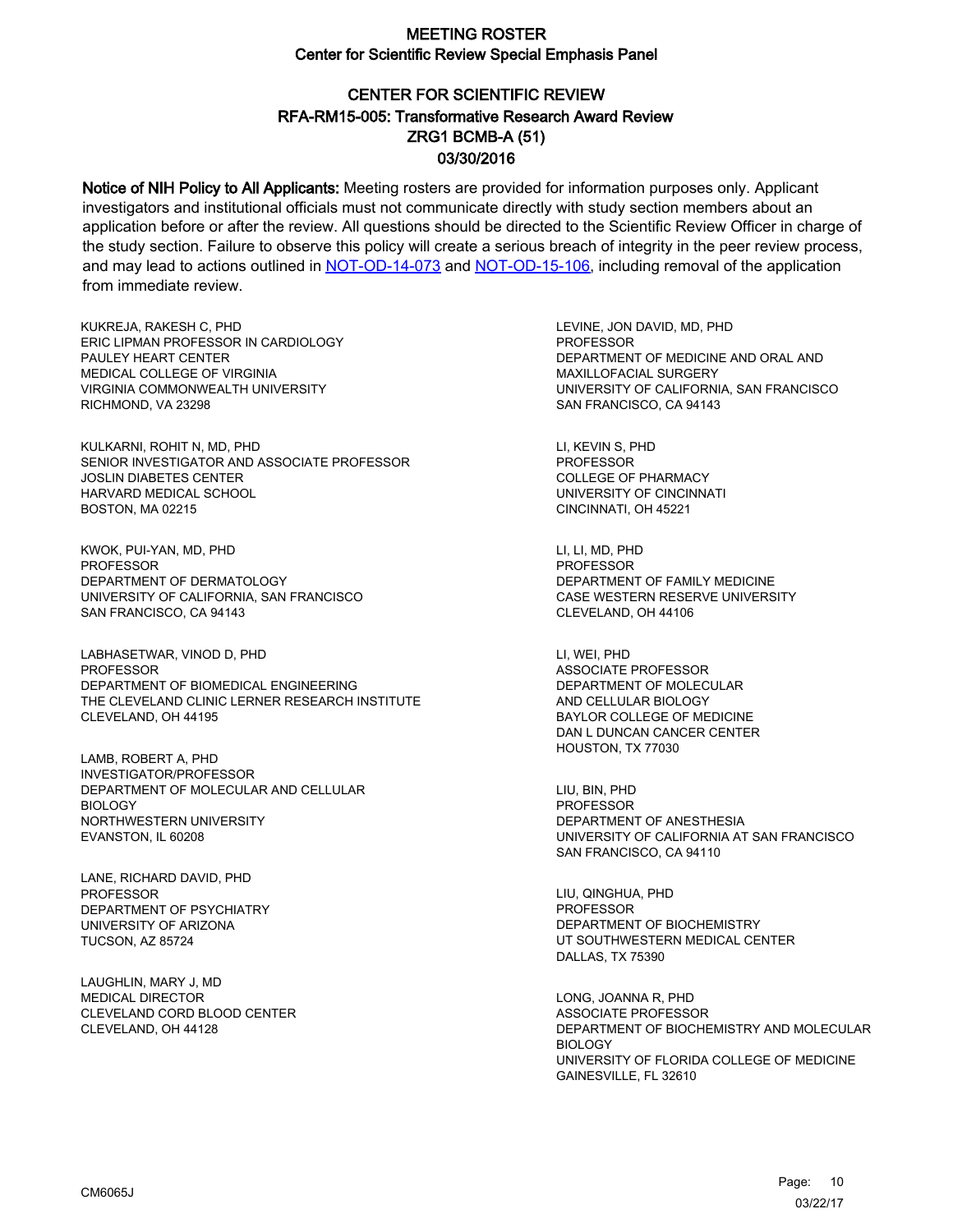# MEETING ROSTER

## Center for Scientific Review Special Emphasis Panel

## CENTER FOR SCIENTIFIC REVIEW
## RFA-RM15-005: Transformative Research Award Review
## ZRG1 BCMB-A (51)
## 03/30/2016

**Notice of NIH Policy to All Applicants:** Meeting rosters are provided for information purposes only. Applicant investigators and institutional officials must not communicate directly with study section members about an application before or after the review. All questions should be directed to the Scientific Review Officer in charge of the study section. Failure to observe this policy will create a serious breach of integrity in the peer review process, and may lead to actions outlined in NOT-OD-14-073 and NOT-OD-15-106, including removal of the application from immediate review.

KUKREJA, RAKESH C, PHD
ERIC LIPMAN PROFESSOR IN CARDIOLOGY
PAULEY HEART CENTER
MEDICAL COLLEGE OF VIRGINIA
VIRGINIA COMMONWEALTH UNIVERSITY
RICHMOND, VA 23298

KULKARNI, ROHIT N, MD, PHD
SENIOR INVESTIGATOR AND ASSOCIATE PROFESSOR
JOSLIN DIABETES CENTER
HARVARD MEDICAL SCHOOL
BOSTON, MA 02215

KWOK, PUI-YAN, MD, PHD
PROFESSOR
DEPARTMENT OF DERMATOLOGY
UNIVERSITY OF CALIFORNIA, SAN FRANCISCO
SAN FRANCISCO, CA 94143

LABHASETWAR, VINOD D, PHD
PROFESSOR
DEPARTMENT OF BIOMEDICAL ENGINEERING
THE CLEVELAND CLINIC LERNER RESEARCH INSTITUTE
CLEVELAND, OH 44195

LAMB, ROBERT A, PHD
INVESTIGATOR/PROFESSOR
DEPARTMENT OF MOLECULAR AND CELLULAR BIOLOGY
NORTHWESTERN UNIVERSITY
EVANSTON, IL 60208

LANE, RICHARD DAVID, PHD
PROFESSOR
DEPARTMENT OF PSYCHIATRY
UNIVERSITY OF ARIZONA
TUCSON, AZ 85724

LAUGHLIN, MARY J, MD
MEDICAL DIRECTOR
CLEVELAND CORD BLOOD CENTER
CLEVELAND, OH 44128

LEVINE, JON DAVID, MD, PHD
PROFESSOR
DEPARTMENT OF MEDICINE AND ORAL AND MAXILLOFACIAL SURGERY
UNIVERSITY OF CALIFORNIA, SAN FRANCISCO
SAN FRANCISCO, CA 94143

LI, KEVIN S, PHD
PROFESSOR
COLLEGE OF PHARMACY
UNIVERSITY OF CINCINNATI
CINCINNATI, OH 45221

LI, LI, MD, PHD
PROFESSOR
DEPARTMENT OF FAMILY MEDICINE
CASE WESTERN RESERVE UNIVERSITY
CLEVELAND, OH 44106

LI, WEI, PHD
ASSOCIATE PROFESSOR
DEPARTMENT OF MOLECULAR AND CELLULAR BIOLOGY
BAYLOR COLLEGE OF MEDICINE
DAN L DUNCAN CANCER CENTER
HOUSTON, TX 77030

LIU, BIN, PHD
PROFESSOR
DEPARTMENT OF ANESTHESIA
UNIVERSITY OF CALIFORNIA AT SAN FRANCISCO
SAN FRANCISCO, CA 94110

LIU, QINGHUA, PHD
PROFESSOR
DEPARTMENT OF BIOCHEMISTRY
UT SOUTHWESTERN MEDICAL CENTER
DALLAS, TX 75390

LONG, JOANNA R, PHD
ASSOCIATE PROFESSOR
DEPARTMENT OF BIOCHEMISTRY AND MOLECULAR BIOLOGY
UNIVERSITY OF FLORIDA COLLEGE OF MEDICINE
GAINESVILLE, FL 32610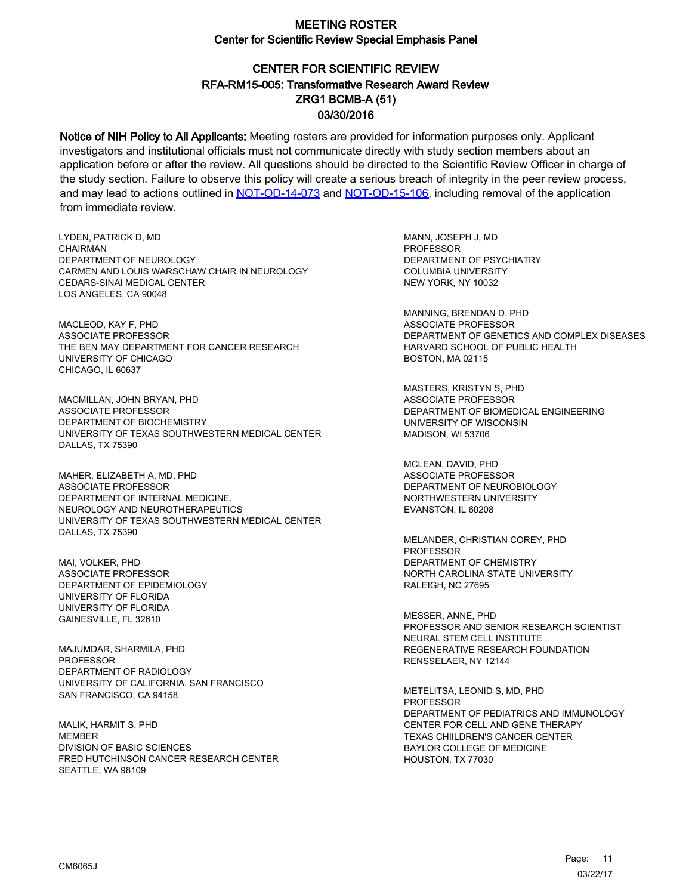# MEETING ROSTER
## Center for Scientific Review Special Emphasis Panel

### CENTER FOR SCIENTIFIC REVIEW
### RFA-RM15-005: Transformative Research Award Review
### ZRG1 BCMB-A (51)
### 03/30/2016

**Notice of NIH Policy to All Applicants:** Meeting rosters are provided for information purposes only. Applicant investigators and institutional officials must not communicate directly with study section members about an application before or after the review. All questions should be directed to the Scientific Review Officer in charge of the study section. Failure to observe this policy will create a serious breach of integrity in the peer review process, and may lead to actions outlined in NOT-OD-14-073 and NOT-OD-15-106, including removal of the application from immediate review.

LYDEN, PATRICK D, MD
CHAIRMAN
DEPARTMENT OF NEUROLOGY
CARMEN AND LOUIS WARSCHAW CHAIR IN NEUROLOGY
CEDARS-SINAI MEDICAL CENTER
LOS ANGELES, CA 90048

MACLEOD, KAY F, PHD
ASSOCIATE PROFESSOR
THE BEN MAY DEPARTMENT FOR CANCER RESEARCH
UNIVERSITY OF CHICAGO
CHICAGO, IL 60637

MACMILLAN, JOHN BRYAN, PHD
ASSOCIATE PROFESSOR
DEPARTMENT OF BIOCHEMISTRY
UNIVERSITY OF TEXAS SOUTHWESTERN MEDICAL CENTER
DALLAS, TX 75390

MAHER, ELIZABETH A, MD, PHD
ASSOCIATE PROFESSOR
DEPARTMENT OF INTERNAL MEDICINE,
NEUROLOGY AND NEUROTHERAPEUTICS
UNIVERSITY OF TEXAS SOUTHWESTERN MEDICAL CENTER
DALLAS, TX 75390

MAI, VOLKER, PHD
ASSOCIATE PROFESSOR
DEPARTMENT OF EPIDEMIOLOGY
UNIVERSITY OF FLORIDA
UNIVERSITY OF FLORIDA
GAINESVILLE, FL 32610

MAJUMDAR, SHARMILA, PHD
PROFESSOR
DEPARTMENT OF RADIOLOGY
UNIVERSITY OF CALIFORNIA, SAN FRANCISCO
SAN FRANCISCO, CA 94158

MALIK, HARMIT S, PHD
MEMBER
DIVISION OF BASIC SCIENCES
FRED HUTCHINSON CANCER RESEARCH CENTER
SEATTLE, WA 98109

MANN, JOSEPH J, MD
PROFESSOR
DEPARTMENT OF PSYCHIATRY
COLUMBIA UNIVERSITY
NEW YORK, NY 10032

MANNING, BRENDAN D, PHD
ASSOCIATE PROFESSOR
DEPARTMENT OF GENETICS AND COMPLEX DISEASES
HARVARD SCHOOL OF PUBLIC HEALTH
BOSTON, MA 02115

MASTERS, KRISTYN S, PHD
ASSOCIATE PROFESSOR
DEPARTMENT OF BIOMEDICAL ENGINEERING
UNIVERSITY OF WISCONSIN
MADISON, WI 53706

MCLEAN, DAVID, PHD
ASSOCIATE PROFESSOR
DEPARTMENT OF NEUROBIOLOGY
NORTHWESTERN UNIVERSITY
EVANSTON, IL 60208

MELANDER, CHRISTIAN COREY, PHD
PROFESSOR
DEPARTMENT OF CHEMISTRY
NORTH CAROLINA STATE UNIVERSITY
RALEIGH, NC 27695

MESSER, ANNE, PHD
PROFESSOR AND SENIOR RESEARCH SCIENTIST
NEURAL STEM CELL INSTITUTE
REGENERATIVE RESEARCH FOUNDATION
RENSSELAER, NY 12144

METELITSA, LEONID S, MD, PHD
PROFESSOR
DEPARTMENT OF PEDIATRICS AND IMMUNOLOGY
CENTER FOR CELL AND GENE THERAPY
TEXAS CHIILDREN'S CANCER CENTER
BAYLOR COLLEGE OF MEDICINE
HOUSTON, TX 77030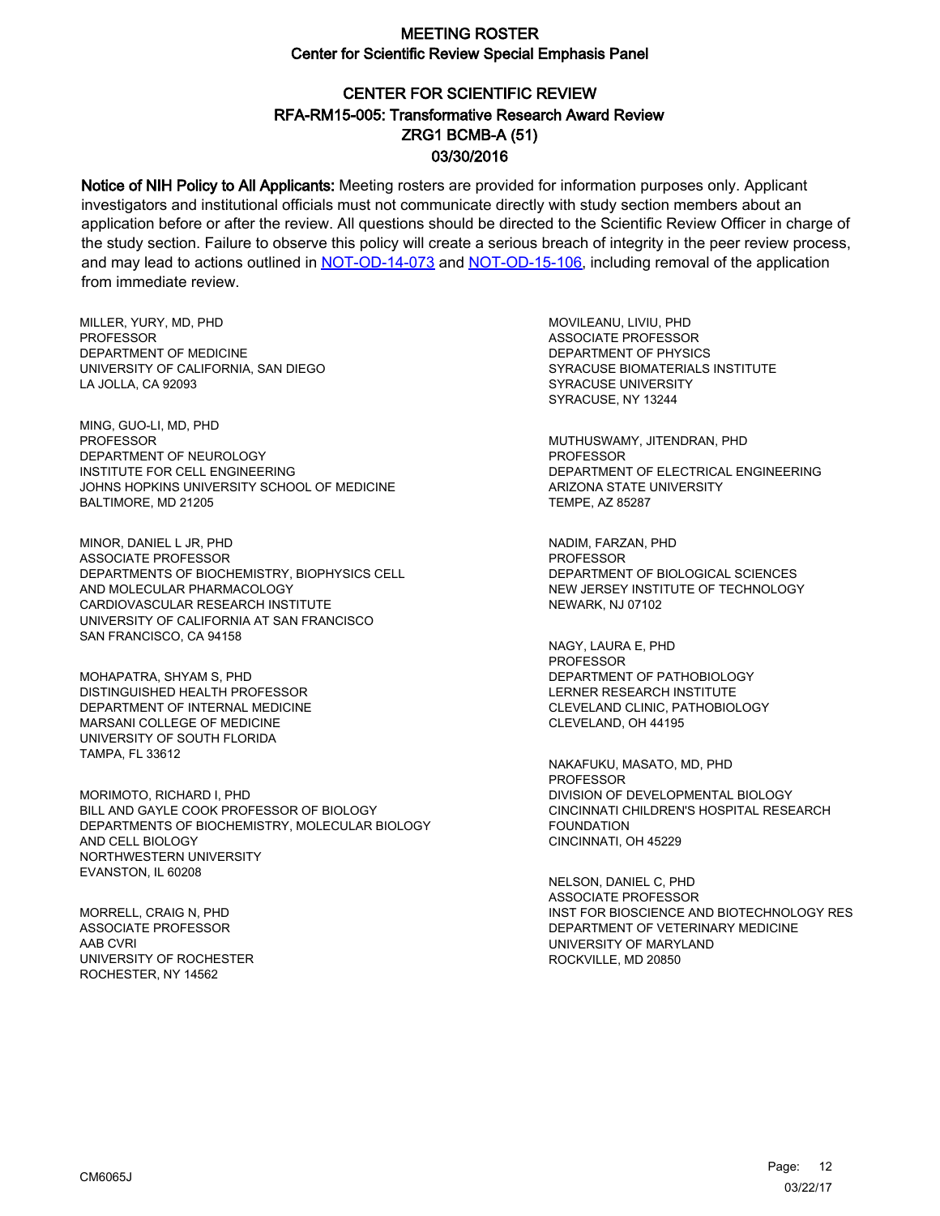# MEETING ROSTER

## Center for Scientific Review Special Emphasis Panel

## CENTER FOR SCIENTIFIC REVIEW
## RFA-RM15-005: Transformative Research Award Review
## ZRG1 BCMB-A (51)
## 03/30/2016

**Notice of NIH Policy to All Applicants:** Meeting rosters are provided for information purposes only. Applicant investigators and institutional officials must not communicate directly with study section members about an application before or after the review. All questions should be directed to the Scientific Review Officer in charge of the study section. Failure to observe this policy will create a serious breach of integrity in the peer review process, and may lead to actions outlined in NOT-OD-14-073 and NOT-OD-15-106, including removal of the application from immediate review.

MILLER, YURY, MD, PHD
PROFESSOR
DEPARTMENT OF MEDICINE
UNIVERSITY OF CALIFORNIA, SAN DIEGO
LA JOLLA, CA 92093

MING, GUO-LI, MD, PHD
PROFESSOR
DEPARTMENT OF NEUROLOGY
INSTITUTE FOR CELL ENGINEERING
JOHNS HOPKINS UNIVERSITY SCHOOL OF MEDICINE
BALTIMORE, MD 21205

MINOR, DANIEL L JR, PHD
ASSOCIATE PROFESSOR
DEPARTMENTS OF BIOCHEMISTRY, BIOPHYSICS CELL
AND MOLECULAR PHARMACOLOGY
CARDIOVASCULAR RESEARCH INSTITUTE
UNIVERSITY OF CALIFORNIA AT SAN FRANCISCO
SAN FRANCISCO, CA 94158

MOHAPATRA, SHYAM S, PHD
DISTINGUISHED HEALTH PROFESSOR
DEPARTMENT OF INTERNAL MEDICINE
MARSANI COLLEGE OF MEDICINE
UNIVERSITY OF SOUTH FLORIDA
TAMPA, FL 33612

MORIMOTO, RICHARD I, PHD
BILL AND GAYLE COOK PROFESSOR OF BIOLOGY
DEPARTMENTS OF BIOCHEMISTRY, MOLECULAR BIOLOGY
AND CELL BIOLOGY
NORTHWESTERN UNIVERSITY
EVANSTON, IL 60208

MORRELL, CRAIG N, PHD
ASSOCIATE PROFESSOR
AAB CVRI
UNIVERSITY OF ROCHESTER
ROCHESTER, NY 14562

MOVILEANU, LIVIU, PHD
ASSOCIATE PROFESSOR
DEPARTMENT OF PHYSICS
SYRACUSE BIOMATERIALS INSTITUTE
SYRACUSE UNIVERSITY
SYRACUSE, NY 13244

MUTHUSWAMY, JITENDRAN, PHD
PROFESSOR
DEPARTMENT OF ELECTRICAL ENGINEERING
ARIZONA STATE UNIVERSITY
TEMPE, AZ 85287

NADIM, FARZAN, PHD
PROFESSOR
DEPARTMENT OF BIOLOGICAL SCIENCES
NEW JERSEY INSTITUTE OF TECHNOLOGY
NEWARK, NJ 07102

NAGY, LAURA E, PHD
PROFESSOR
DEPARTMENT OF PATHOBIOLOGY
LERNER RESEARCH INSTITUTE
CLEVELAND CLINIC, PATHOBIOLOGY
CLEVELAND, OH 44195

NAKAFUKU, MASATO, MD, PHD
PROFESSOR
DIVISION OF DEVELOPMENTAL BIOLOGY
CINCINNATI CHILDREN'S HOSPITAL RESEARCH
FOUNDATION
CINCINNATI, OH 45229

NELSON, DANIEL C, PHD
ASSOCIATE PROFESSOR
INST FOR BIOSCIENCE AND BIOTECHNOLOGY RES
DEPARTMENT OF VETERINARY MEDICINE
UNIVERSITY OF MARYLAND
ROCKVILLE, MD 20850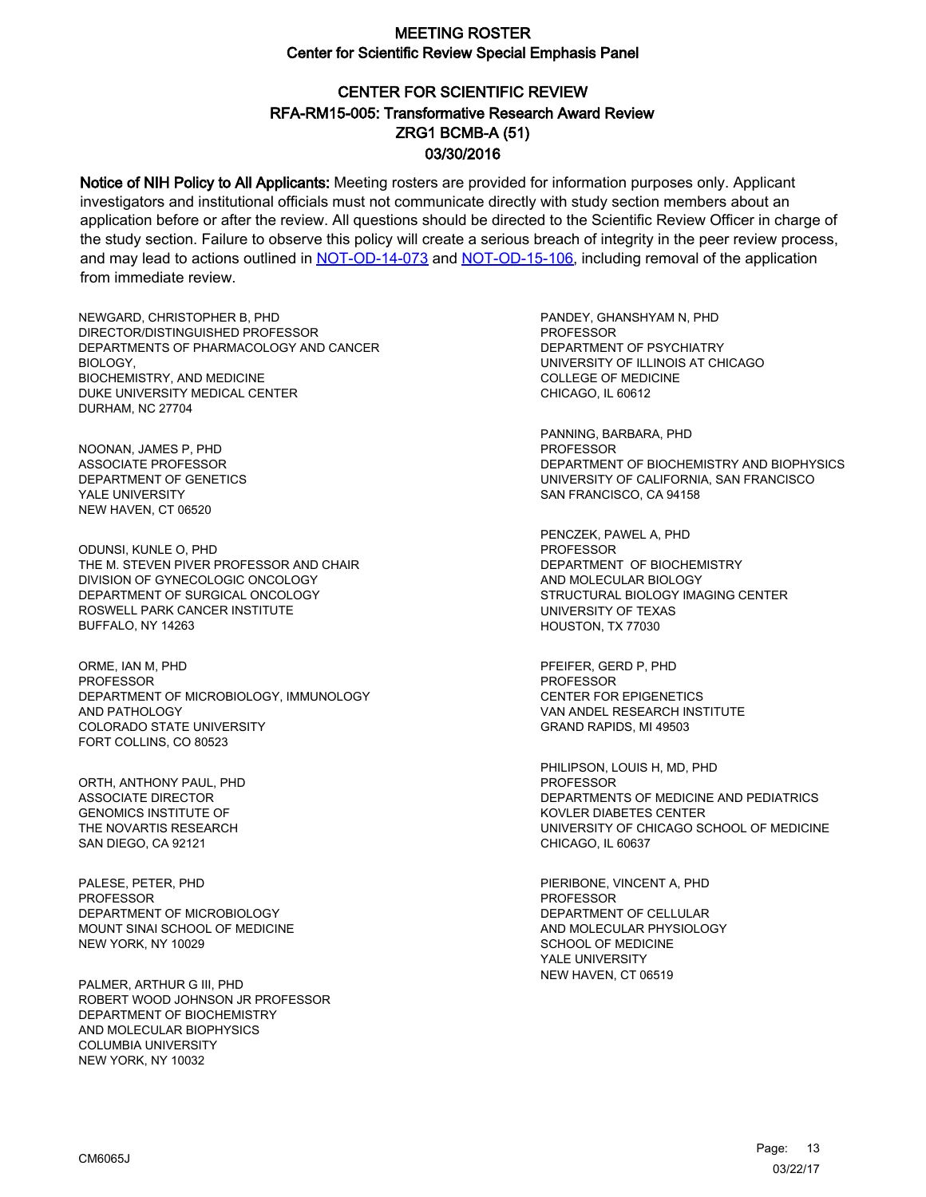# MEETING ROSTER
## Center for Scientific Review Special Emphasis Panel

## CENTER FOR SCIENTIFIC REVIEW
### RFA-RM15-005: Transformative Research Award Review
### ZRG1 BCMB-A (51)
### 03/30/2016

**Notice of NIH Policy to All Applicants:** Meeting rosters are provided for information purposes only. Applicant investigators and institutional officials must not communicate directly with study section members about an application before or after the review. All questions should be directed to the Scientific Review Officer in charge of the study section. Failure to observe this policy will create a serious breach of integrity in the peer review process, and may lead to actions outlined in NOT-OD-14-073 and NOT-OD-15-106, including removal of the application from immediate review.

NEWGARD, CHRISTOPHER B, PHD
DIRECTOR/DISTINGUISHED PROFESSOR
DEPARTMENTS OF PHARMACOLOGY AND CANCER BIOLOGY,
BIOCHEMISTRY, AND MEDICINE
DUKE UNIVERSITY MEDICAL CENTER
DURHAM, NC 27704

NOONAN, JAMES P, PHD
ASSOCIATE PROFESSOR
DEPARTMENT OF GENETICS
YALE UNIVERSITY
NEW HAVEN, CT 06520

ODUNSI, KUNLE O, PHD
THE M. STEVEN PIVER PROFESSOR AND CHAIR
DIVISION OF GYNECOLOGIC ONCOLOGY
DEPARTMENT OF SURGICAL ONCOLOGY
ROSWELL PARK CANCER INSTITUTE
BUFFALO, NY 14263

ORME, IAN M, PHD
PROFESSOR
DEPARTMENT OF MICROBIOLOGY, IMMUNOLOGY AND PATHOLOGY
COLORADO STATE UNIVERSITY
FORT COLLINS, CO 80523

ORTH, ANTHONY PAUL, PHD
ASSOCIATE DIRECTOR
GENOMICS INSTITUTE OF
THE NOVARTIS RESEARCH
SAN DIEGO, CA 92121

PALESE, PETER, PHD
PROFESSOR
DEPARTMENT OF MICROBIOLOGY
MOUNT SINAI SCHOOL OF MEDICINE
NEW YORK, NY 10029

PALMER, ARTHUR G III, PHD
ROBERT WOOD JOHNSON JR PROFESSOR
DEPARTMENT OF BIOCHEMISTRY
AND MOLECULAR BIOPHYSICS
COLUMBIA UNIVERSITY
NEW YORK, NY 10032

PANDEY, GHANSHYAM N, PHD
PROFESSOR
DEPARTMENT OF PSYCHIATRY
UNIVERSITY OF ILLINOIS AT CHICAGO
COLLEGE OF MEDICINE
CHICAGO, IL 60612

PANNING, BARBARA, PHD
PROFESSOR
DEPARTMENT OF BIOCHEMISTRY AND BIOPHYSICS
UNIVERSITY OF CALIFORNIA, SAN FRANCISCO
SAN FRANCISCO, CA 94158

PENCZEK, PAWEL A, PHD
PROFESSOR
DEPARTMENT OF BIOCHEMISTRY
AND MOLECULAR BIOLOGY
STRUCTURAL BIOLOGY IMAGING CENTER
UNIVERSITY OF TEXAS
HOUSTON, TX 77030

PFEIFER, GERD P, PHD
PROFESSOR
CENTER FOR EPIGENETICS
VAN ANDEL RESEARCH INSTITUTE
GRAND RAPIDS, MI 49503

PHILIPSON, LOUIS H, MD, PHD
PROFESSOR
DEPARTMENTS OF MEDICINE AND PEDIATRICS
KOVLER DIABETES CENTER
UNIVERSITY OF CHICAGO SCHOOL OF MEDICINE
CHICAGO, IL 60637

PIERIBONE, VINCENT A, PHD
PROFESSOR
DEPARTMENT OF CELLULAR
AND MOLECULAR PHYSIOLOGY
SCHOOL OF MEDICINE
YALE UNIVERSITY
NEW HAVEN, CT 06519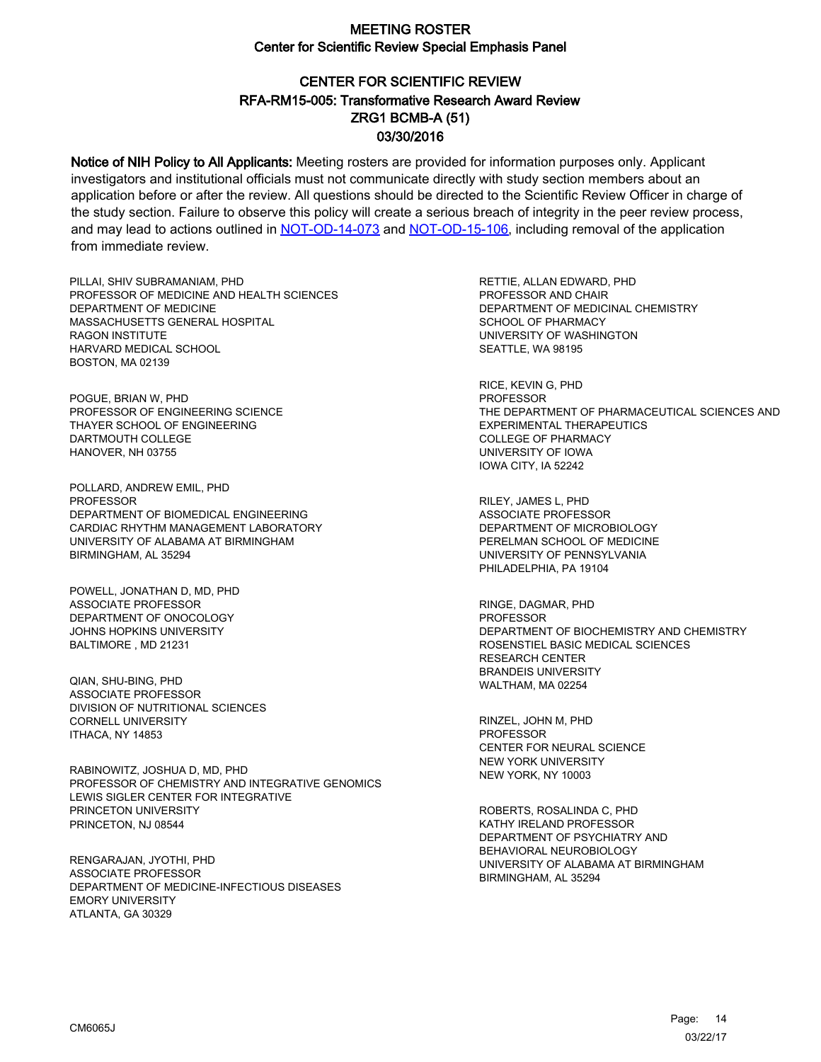# MEETING ROSTER

## Center for Scientific Review Special Emphasis Panel

## CENTER FOR SCIENTIFIC REVIEW
## RFA-RM15-005: Transformative Research Award Review
## ZRG1 BCMB-A (51)
## 03/30/2016

**Notice of NIH Policy to All Applicants:** Meeting rosters are provided for information purposes only. Applicant investigators and institutional officials must not communicate directly with study section members about an application before or after the review. All questions should be directed to the Scientific Review Officer in charge of the study section. Failure to observe this policy will create a serious breach of integrity in the peer review process, and may lead to actions outlined in NOT-OD-14-073 and NOT-OD-15-106, including removal of the application from immediate review.

PILLAI, SHIV SUBRAMANIAM, PHD
PROFESSOR OF MEDICINE AND HEALTH SCIENCES
DEPARTMENT OF MEDICINE
MASSACHUSETTS GENERAL HOSPITAL
RAGON INSTITUTE
HARVARD MEDICAL SCHOOL
BOSTON, MA 02139

POGUE, BRIAN W, PHD
PROFESSOR OF ENGINEERING SCIENCE
THAYER SCHOOL OF ENGINEERING
DARTMOUTH COLLEGE
HANOVER, NH 03755

POLLARD, ANDREW EMIL, PHD
PROFESSOR
DEPARTMENT OF BIOMEDICAL ENGINEERING
CARDIAC RHYTHM MANAGEMENT LABORATORY
UNIVERSITY OF ALABAMA AT BIRMINGHAM
BIRMINGHAM, AL 35294

POWELL, JONATHAN D, MD, PHD
ASSOCIATE PROFESSOR
DEPARTMENT OF ONOCOLOGY
JOHNS HOPKINS UNIVERSITY
BALTIMORE , MD 21231

QIAN, SHU-BING, PHD
ASSOCIATE PROFESSOR
DIVISION OF NUTRITIONAL SCIENCES
CORNELL UNIVERSITY
ITHACA, NY 14853

RABINOWITZ, JOSHUA D, MD, PHD
PROFESSOR OF CHEMISTRY AND INTEGRATIVE GENOMICS
LEWIS SIGLER CENTER FOR INTEGRATIVE
PRINCETON UNIVERSITY
PRINCETON, NJ 08544

RENGARAJAN, JYOTHI, PHD
ASSOCIATE PROFESSOR
DEPARTMENT OF MEDICINE-INFECTIOUS DISEASES
EMORY UNIVERSITY
ATLANTA, GA 30329

RETTIE, ALLAN EDWARD, PHD
PROFESSOR AND CHAIR
DEPARTMENT OF MEDICINAL CHEMISTRY
SCHOOL OF PHARMACY
UNIVERSITY OF WASHINGTON
SEATTLE, WA 98195

RICE, KEVIN G, PHD
PROFESSOR
THE DEPARTMENT OF PHARMACEUTICAL SCIENCES AND EXPERIMENTAL THERAPEUTICS
COLLEGE OF PHARMACY
UNIVERSITY OF IOWA
IOWA CITY, IA 52242

RILEY, JAMES L, PHD
ASSOCIATE PROFESSOR
DEPARTMENT OF MICROBIOLOGY
PERELMAN SCHOOL OF MEDICINE
UNIVERSITY OF PENNSYLVANIA
PHILADELPHIA, PA 19104

RINGE, DAGMAR, PHD
PROFESSOR
DEPARTMENT OF BIOCHEMISTRY AND CHEMISTRY
ROSENSTIEL BASIC MEDICAL SCIENCES
RESEARCH CENTER
BRANDEIS UNIVERSITY
WALTHAM, MA 02254

RINZEL, JOHN M, PHD
PROFESSOR
CENTER FOR NEURAL SCIENCE
NEW YORK UNIVERSITY
NEW YORK, NY 10003

ROBERTS, ROSALINDA C, PHD
KATHY IRELAND PROFESSOR
DEPARTMENT OF PSYCHIATRY AND BEHAVIORAL NEUROBIOLOGY
UNIVERSITY OF ALABAMA AT BIRMINGHAM
BIRMINGHAM, AL 35294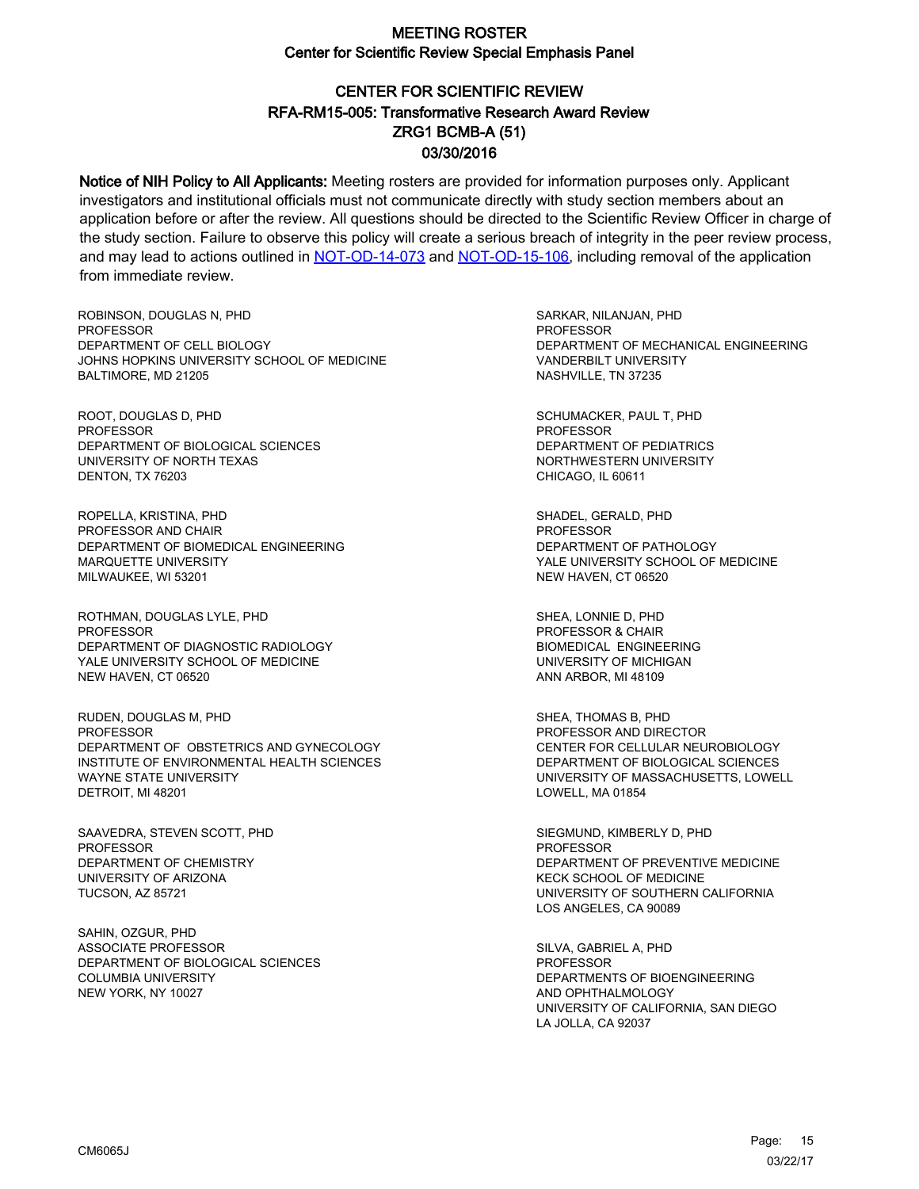# MEETING ROSTER

## Center for Scientific Review Special Emphasis Panel

## CENTER FOR SCIENTIFIC REVIEW
## RFA-RM15-005: Transformative Research Award Review
## ZRG1 BCMB-A (51)
## 03/30/2016

**Notice of NIH Policy to All Applicants:** Meeting rosters are provided for information purposes only. Applicant investigators and institutional officials must not communicate directly with study section members about an application before or after the review. All questions should be directed to the Scientific Review Officer in charge of the study section. Failure to observe this policy will create a serious breach of integrity in the peer review process, and may lead to actions outlined in [NOT-OD-14-073](NOT-OD-14-073) and [NOT-OD-15-106](NOT-OD-15-106), including removal of the application from immediate review.

ROBINSON, DOUGLAS N, PHD
PROFESSOR
DEPARTMENT OF CELL BIOLOGY
JOHNS HOPKINS UNIVERSITY SCHOOL OF MEDICINE
BALTIMORE, MD 21205

ROOT, DOUGLAS D, PHD
PROFESSOR
DEPARTMENT OF BIOLOGICAL SCIENCES
UNIVERSITY OF NORTH TEXAS
DENTON, TX 76203

ROPELLA, KRISTINA, PHD
PROFESSOR AND CHAIR
DEPARTMENT OF BIOMEDICAL ENGINEERING
MARQUETTE UNIVERSITY
MILWAUKEE, WI 53201

ROTHMAN, DOUGLAS LYLE, PHD
PROFESSOR
DEPARTMENT OF DIAGNOSTIC RADIOLOGY
YALE UNIVERSITY SCHOOL OF MEDICINE
NEW HAVEN, CT 06520

RUDEN, DOUGLAS M, PHD
PROFESSOR
DEPARTMENT OF OBSTETRICS AND GYNECOLOGY
INSTITUTE OF ENVIRONMENTAL HEALTH SCIENCES
WAYNE STATE UNIVERSITY
DETROIT, MI 48201

SAAVEDRA, STEVEN SCOTT, PHD
PROFESSOR
DEPARTMENT OF CHEMISTRY
UNIVERSITY OF ARIZONA
TUCSON, AZ 85721

SAHIN, OZGUR, PHD
ASSOCIATE PROFESSOR
DEPARTMENT OF BIOLOGICAL SCIENCES
COLUMBIA UNIVERSITY
NEW YORK, NY 10027

SARKAR, NILANJAN, PHD
PROFESSOR
DEPARTMENT OF MECHANICAL ENGINEERING
VANDERBILT UNIVERSITY
NASHVILLE, TN 37235

SCHUMACKER, PAUL T, PHD
PROFESSOR
DEPARTMENT OF PEDIATRICS
NORTHWESTERN UNIVERSITY
CHICAGO, IL 60611

SHADEL, GERALD, PHD
PROFESSOR
DEPARTMENT OF PATHOLOGY
YALE UNIVERSITY SCHOOL OF MEDICINE
NEW HAVEN, CT 06520

SHEA, LONNIE D, PHD
PROFESSOR & CHAIR
BIOMEDICAL ENGINEERING
UNIVERSITY OF MICHIGAN
ANN ARBOR, MI 48109

SHEA, THOMAS B, PHD
PROFESSOR AND DIRECTOR
CENTER FOR CELLULAR NEUROBIOLOGY
DEPARTMENT OF BIOLOGICAL SCIENCES
UNIVERSITY OF MASSACHUSETTS, LOWELL
LOWELL, MA 01854

SIEGMUND, KIMBERLY D, PHD
PROFESSOR
DEPARTMENT OF PREVENTIVE MEDICINE
KECK SCHOOL OF MEDICINE
UNIVERSITY OF SOUTHERN CALIFORNIA
LOS ANGELES, CA 90089

SILVA, GABRIEL A, PHD
PROFESSOR
DEPARTMENTS OF BIOENGINEERING
AND OPHTHALMOLOGY
UNIVERSITY OF CALIFORNIA, SAN DIEGO
LA JOLLA, CA 92037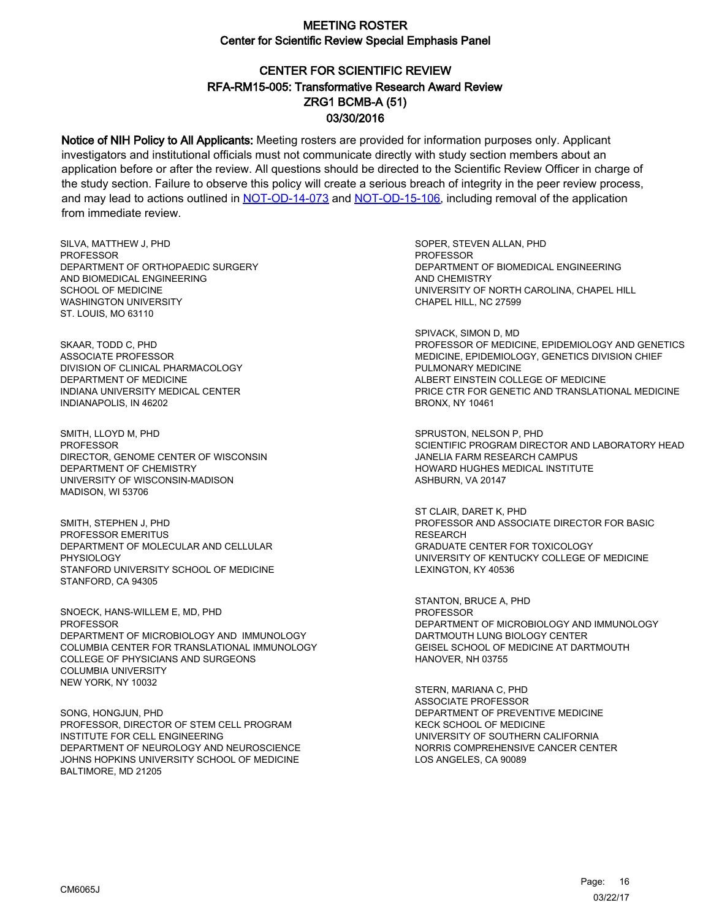# MEETING ROSTER

## Center for Scientific Review Special Emphasis Panel

## CENTER FOR SCIENTIFIC REVIEW
## RFA-RM15-005: Transformative Research Award Review
## ZRG1 BCMB-A (51)
## 03/30/2016

**Notice of NIH Policy to All Applicants:** Meeting rosters are provided for information purposes only. Applicant investigators and institutional officials must not communicate directly with study section members about an application before or after the review. All questions should be directed to the Scientific Review Officer in charge of the study section. Failure to observe this policy will create a serious breach of integrity in the peer review process, and may lead to actions outlined in NOT-OD-14-073 and NOT-OD-15-106, including removal of the application from immediate review.

SILVA, MATTHEW J, PHD
PROFESSOR
DEPARTMENT OF ORTHOPAEDIC SURGERY
AND BIOMEDICAL ENGINEERING
SCHOOL OF MEDICINE
WASHINGTON UNIVERSITY
ST. LOUIS, MO 63110

SKAAR, TODD C, PHD
ASSOCIATE PROFESSOR
DIVISION OF CLINICAL PHARMACOLOGY
DEPARTMENT OF MEDICINE
INDIANA UNIVERSITY MEDICAL CENTER
INDIANAPOLIS, IN 46202

SMITH, LLOYD M, PHD
PROFESSOR
DIRECTOR, GENOME CENTER OF WISCONSIN
DEPARTMENT OF CHEMISTRY
UNIVERSITY OF WISCONSIN-MADISON
MADISON, WI 53706

SMITH, STEPHEN J, PHD
PROFESSOR EMERITUS
DEPARTMENT OF MOLECULAR AND CELLULAR
PHYSIOLOGY
STANFORD UNIVERSITY SCHOOL OF MEDICINE
STANFORD, CA 94305

SNOECK, HANS-WILLEM E, MD, PHD
PROFESSOR
DEPARTMENT OF MICROBIOLOGY AND IMMUNOLOGY
COLUMBIA CENTER FOR TRANSLATIONAL IMMUNOLOGY
COLLEGE OF PHYSICIANS AND SURGEONS
COLUMBIA UNIVERSITY
NEW YORK, NY 10032

SONG, HONGJUN, PHD
PROFESSOR, DIRECTOR OF STEM CELL PROGRAM
INSTITUTE FOR CELL ENGINEERING
DEPARTMENT OF NEUROLOGY AND NEUROSCIENCE
JOHNS HOPKINS UNIVERSITY SCHOOL OF MEDICINE
BALTIMORE, MD 21205

SOPER, STEVEN ALLAN, PHD
PROFESSOR
DEPARTMENT OF BIOMEDICAL ENGINEERING
AND CHEMISTRY
UNIVERSITY OF NORTH CAROLINA, CHAPEL HILL
CHAPEL HILL, NC 27599

SPIVACK, SIMON D, MD
PROFESSOR OF MEDICINE, EPIDEMIOLOGY AND GENETICS
MEDICINE, EPIDEMIOLOGY, GENETICS DIVISION CHIEF
PULMONARY MEDICINE
ALBERT EINSTEIN COLLEGE OF MEDICINE
PRICE CTR FOR GENETIC AND TRANSLATIONAL MEDICINE
BRONX, NY 10461

SPRUSTON, NELSON P, PHD
SCIENTIFIC PROGRAM DIRECTOR AND LABORATORY HEAD
JANELIA FARM RESEARCH CAMPUS
HOWARD HUGHES MEDICAL INSTITUTE
ASHBURN, VA 20147

ST CLAIR, DARET K, PHD
PROFESSOR AND ASSOCIATE DIRECTOR FOR BASIC
RESEARCH
GRADUATE CENTER FOR TOXICOLOGY
UNIVERSITY OF KENTUCKY COLLEGE OF MEDICINE
LEXINGTON, KY 40536

STANTON, BRUCE A, PHD
PROFESSOR
DEPARTMENT OF MICROBIOLOGY AND IMMUNOLOGY
DARTMOUTH LUNG BIOLOGY CENTER
GEISEL SCHOOL OF MEDICINE AT DARTMOUTH
HANOVER, NH 03755

STERN, MARIANA C, PHD
ASSOCIATE PROFESSOR
DEPARTMENT OF PREVENTIVE MEDICINE
KECK SCHOOL OF MEDICINE
UNIVERSITY OF SOUTHERN CALIFORNIA
NORRIS COMPREHENSIVE CANCER CENTER
LOS ANGELES, CA 90089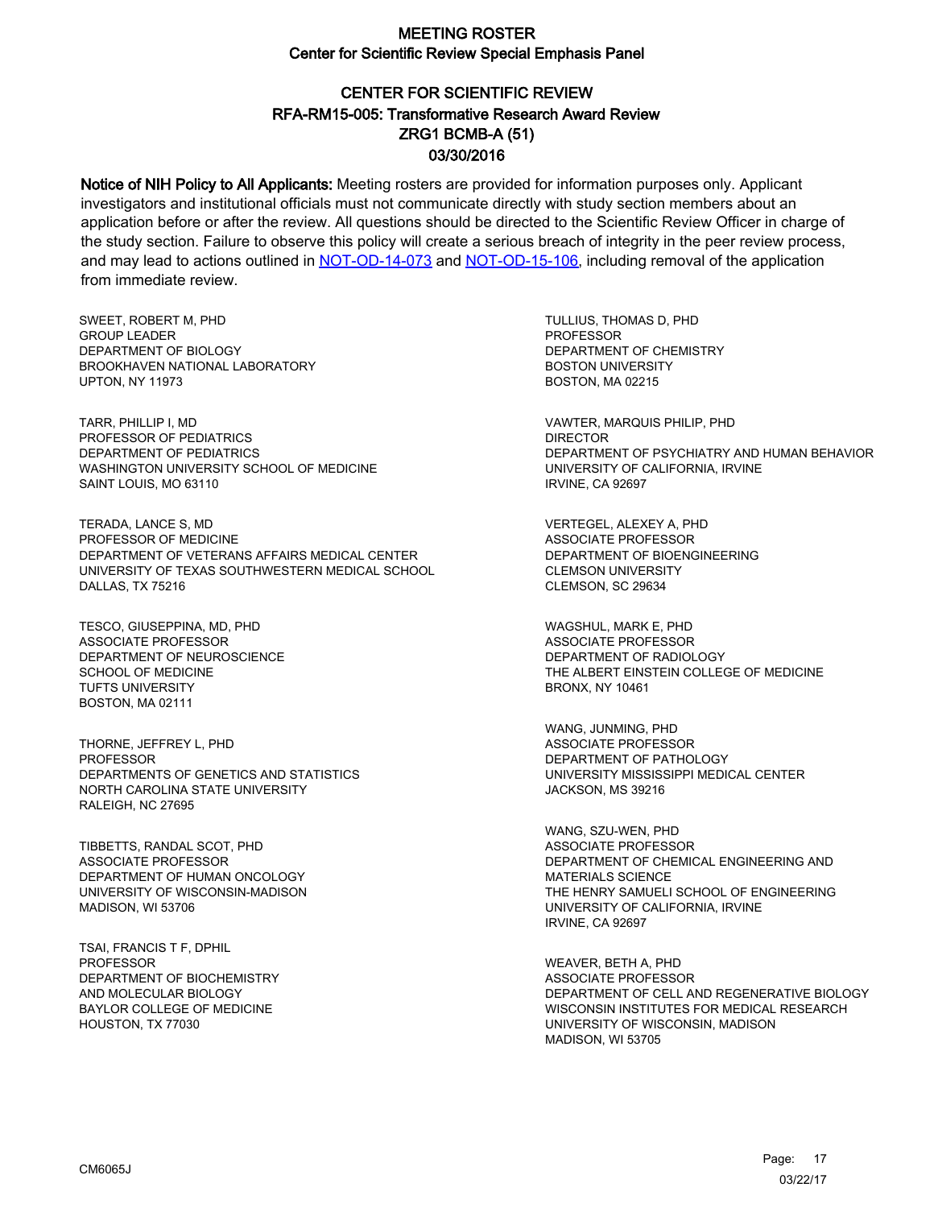# MEETING ROSTER

## Center for Scientific Review Special Emphasis Panel

## CENTER FOR SCIENTIFIC REVIEW
## RFA-RM15-005: Transformative Research Award Review
## ZRG1 BCMB-A (51)
## 03/30/2016

**Notice of NIH Policy to All Applicants:** Meeting rosters are provided for information purposes only. Applicant investigators and institutional officials must not communicate directly with study section members about an application before or after the review. All questions should be directed to the Scientific Review Officer in charge of the study section. Failure to observe this policy will create a serious breach of integrity in the peer review process, and may lead to actions outlined in NOT-OD-14-073 and NOT-OD-15-106, including removal of the application from immediate review.

SWEET, ROBERT M, PHD
GROUP LEADER
DEPARTMENT OF BIOLOGY
BROOKHAVEN NATIONAL LABORATORY
UPTON, NY 11973

TARR, PHILLIP I, MD
PROFESSOR OF PEDIATRICS
DEPARTMENT OF PEDIATRICS
WASHINGTON UNIVERSITY SCHOOL OF MEDICINE
SAINT LOUIS, MO 63110

TERADA, LANCE S, MD
PROFESSOR OF MEDICINE
DEPARTMENT OF VETERANS AFFAIRS MEDICAL CENTER
UNIVERSITY OF TEXAS SOUTHWESTERN MEDICAL SCHOOL
DALLAS, TX 75216

TESCO, GIUSEPPINA, MD, PHD
ASSOCIATE PROFESSOR
DEPARTMENT OF NEUROSCIENCE
SCHOOL OF MEDICINE
TUFTS UNIVERSITY
BOSTON, MA 02111

THORNE, JEFFREY L, PHD
PROFESSOR
DEPARTMENTS OF GENETICS AND STATISTICS
NORTH CAROLINA STATE UNIVERSITY
RALEIGH, NC 27695

TIBBETTS, RANDAL SCOT, PHD
ASSOCIATE PROFESSOR
DEPARTMENT OF HUMAN ONCOLOGY
UNIVERSITY OF WISCONSIN-MADISON
MADISON, WI 53706

TSAI, FRANCIS T F, DPHIL
PROFESSOR
DEPARTMENT OF BIOCHEMISTRY
AND MOLECULAR BIOLOGY
BAYLOR COLLEGE OF MEDICINE
HOUSTON, TX 77030

TULLIUS, THOMAS D, PHD
PROFESSOR
DEPARTMENT OF CHEMISTRY
BOSTON UNIVERSITY
BOSTON, MA 02215

VAWTER, MARQUIS PHILIP, PHD
DIRECTOR
DEPARTMENT OF PSYCHIATRY AND HUMAN BEHAVIOR
UNIVERSITY OF CALIFORNIA, IRVINE
IRVINE, CA 92697

VERTEGEL, ALEXEY A, PHD
ASSOCIATE PROFESSOR
DEPARTMENT OF BIOENGINEERING
CLEMSON UNIVERSITY
CLEMSON, SC 29634

WAGSHUL, MARK E, PHD
ASSOCIATE PROFESSOR
DEPARTMENT OF RADIOLOGY
THE ALBERT EINSTEIN COLLEGE OF MEDICINE
BRONX, NY 10461

WANG, JUNMING, PHD
ASSOCIATE PROFESSOR
DEPARTMENT OF PATHOLOGY
UNIVERSITY MISSISSIPPI MEDICAL CENTER
JACKSON, MS 39216

WANG, SZU-WEN, PHD
ASSOCIATE PROFESSOR
DEPARTMENT OF CHEMICAL ENGINEERING AND
MATERIALS SCIENCE
THE HENRY SAMUELI SCHOOL OF ENGINEERING
UNIVERSITY OF CALIFORNIA, IRVINE
IRVINE, CA 92697

WEAVER, BETH A, PHD
ASSOCIATE PROFESSOR
DEPARTMENT OF CELL AND REGENERATIVE BIOLOGY
WISCONSIN INSTITUTES FOR MEDICAL RESEARCH
UNIVERSITY OF WISCONSIN, MADISON
MADISON, WI 53705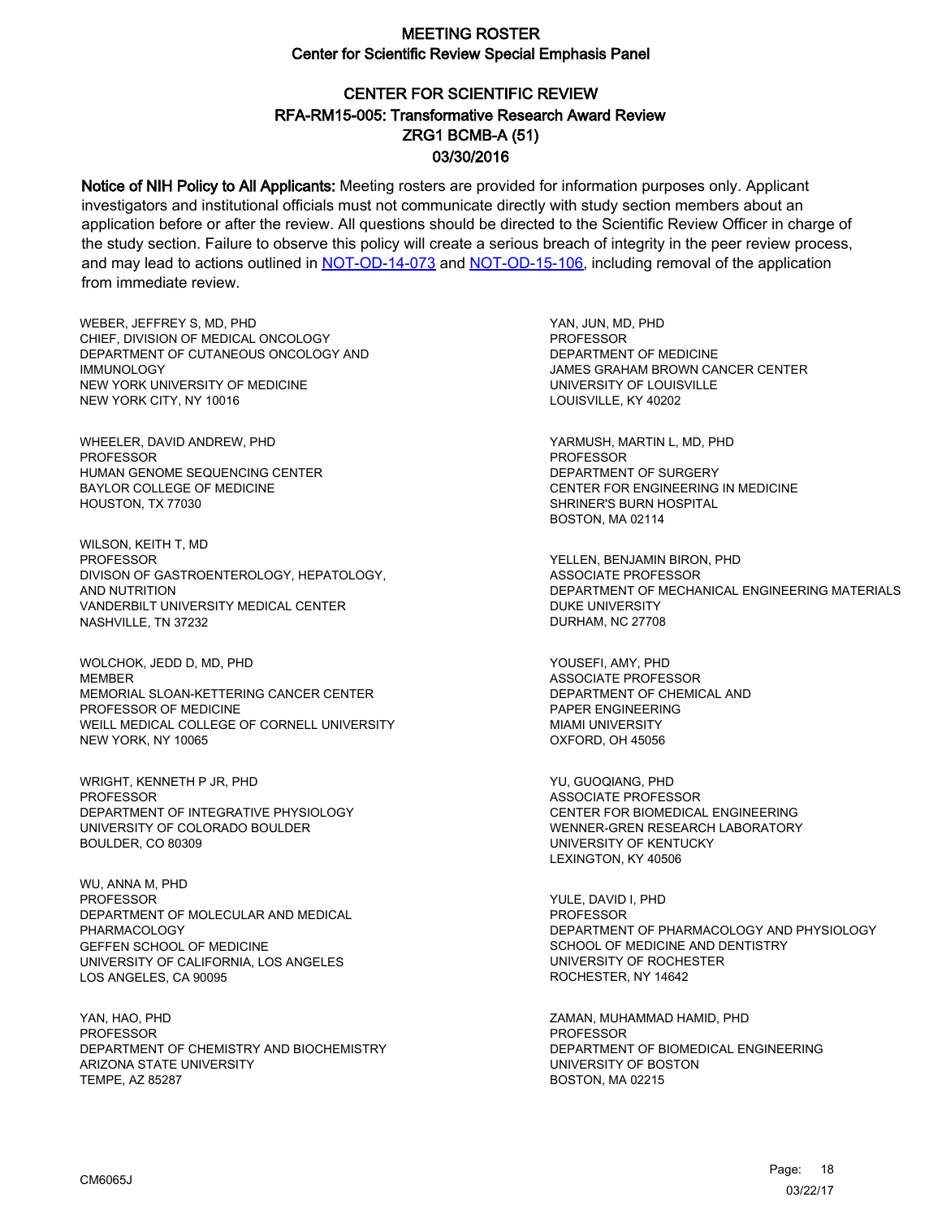# MEETING ROSTER

## Center for Scientific Review Special Emphasis Panel

## CENTER FOR SCIENTIFIC REVIEW
## RFA-RM15-005: Transformative Research Award Review
## ZRG1 BCMB-A (51)
## 03/30/2016

**Notice of NIH Policy to All Applicants:** Meeting rosters are provided for information purposes only. Applicant investigators and institutional officials must not communicate directly with study section members about an application before or after the review. All questions should be directed to the Scientific Review Officer in charge of the study section. Failure to observe this policy will create a serious breach of integrity in the peer review process, and may lead to actions outlined in NOT-OD-14-073 and NOT-OD-15-106, including removal of the application from immediate review.

WEBER, JEFFREY S, MD, PHD
CHIEF, DIVISION OF MEDICAL ONCOLOGY
DEPARTMENT OF CUTANEOUS ONCOLOGY AND IMMUNOLOGY
NEW YORK UNIVERSITY OF MEDICINE
NEW YORK CITY, NY 10016

WHEELER, DAVID ANDREW, PHD
PROFESSOR
HUMAN GENOME SEQUENCING CENTER
BAYLOR COLLEGE OF MEDICINE
HOUSTON, TX 77030

WILSON, KEITH T, MD
PROFESSOR
DIVISON OF GASTROENTEROLOGY, HEPATOLOGY, AND NUTRITION
VANDERBILT UNIVERSITY MEDICAL CENTER
NASHVILLE, TN 37232

WOLCHOK, JEDD D, MD, PHD
MEMBER
MEMORIAL SLOAN-KETTERING CANCER CENTER
PROFESSOR OF MEDICINE
WEILL MEDICAL COLLEGE OF CORNELL UNIVERSITY
NEW YORK, NY 10065

WRIGHT, KENNETH P JR, PHD
PROFESSOR
DEPARTMENT OF INTEGRATIVE PHYSIOLOGY
UNIVERSITY OF COLORADO BOULDER
BOULDER, CO 80309

WU, ANNA M, PHD
PROFESSOR
DEPARTMENT OF MOLECULAR AND MEDICAL PHARMACOLOGY
GEFFEN SCHOOL OF MEDICINE
UNIVERSITY OF CALIFORNIA, LOS ANGELES
LOS ANGELES, CA 90095

YAN, HAO, PHD
PROFESSOR
DEPARTMENT OF CHEMISTRY AND BIOCHEMISTRY
ARIZONA STATE UNIVERSITY
TEMPE, AZ 85287

YAN, JUN, MD, PHD
PROFESSOR
DEPARTMENT OF MEDICINE
JAMES GRAHAM BROWN CANCER CENTER
UNIVERSITY OF LOUISVILLE
LOUISVILLE, KY 40202

YARMUSH, MARTIN L, MD, PHD
PROFESSOR
DEPARTMENT OF SURGERY
CENTER FOR ENGINEERING IN MEDICINE
SHRINER'S BURN HOSPITAL
BOSTON, MA 02114

YELLEN, BENJAMIN BIRON, PHD
ASSOCIATE PROFESSOR
DEPARTMENT OF MECHANICAL ENGINEERING MATERIALS
DUKE UNIVERSITY
DURHAM, NC 27708

YOUSEFI, AMY, PHD
ASSOCIATE PROFESSOR
DEPARTMENT OF CHEMICAL AND PAPER ENGINEERING
MIAMI UNIVERSITY
OXFORD, OH 45056

YU, GUOQIANG, PHD
ASSOCIATE PROFESSOR
CENTER FOR BIOMEDICAL ENGINEERING
WENNER-GREN RESEARCH LABORATORY
UNIVERSITY OF KENTUCKY
LEXINGTON, KY 40506

YULE, DAVID I, PHD
PROFESSOR
DEPARTMENT OF PHARMACOLOGY AND PHYSIOLOGY
SCHOOL OF MEDICINE AND DENTISTRY
UNIVERSITY OF ROCHESTER
ROCHESTER, NY 14642

ZAMAN, MUHAMMAD HAMID, PHD
PROFESSOR
DEPARTMENT OF BIOMEDICAL ENGINEERING
UNIVERSITY OF BOSTON
BOSTON, MA 02215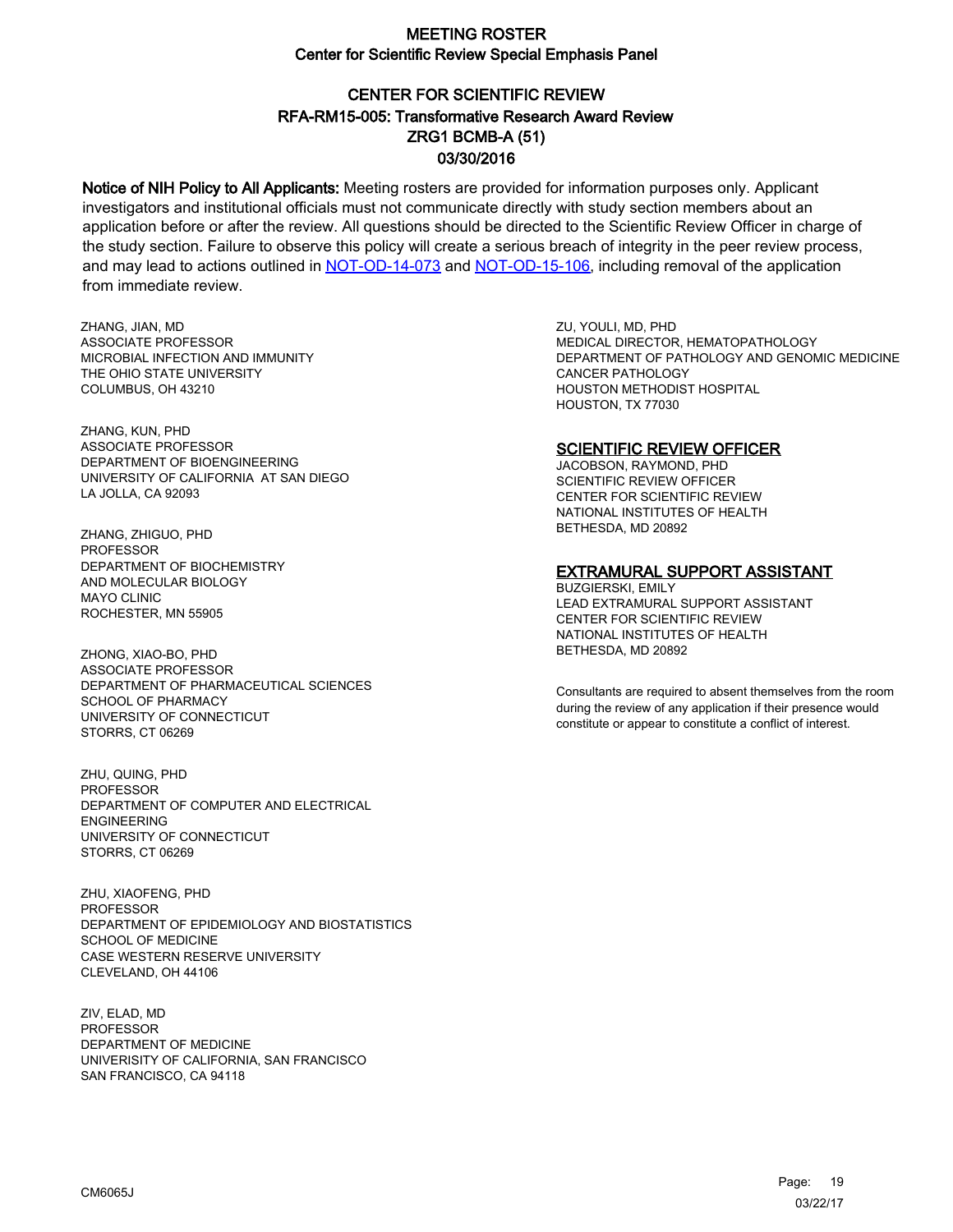# MEETING ROSTER

## Center for Scientific Review Special Emphasis Panel

## CENTER FOR SCIENTIFIC REVIEW
## RFA-RM15-005: Transformative Research Award Review
## ZRG1 BCMB-A (51)
## 03/30/2016

**Notice of NIH Policy to All Applicants:** Meeting rosters are provided for information purposes only. Applicant investigators and institutional officials must not communicate directly with study section members about an application before or after the review. All questions should be directed to the Scientific Review Officer in charge of the study section. Failure to observe this policy will create a serious breach of integrity in the peer review process, and may lead to actions outlined in NOT-OD-14-073 and NOT-OD-15-106, including removal of the application from immediate review.

ZHANG, JIAN, MD
ASSOCIATE PROFESSOR
MICROBIAL INFECTION AND IMMUNITY
THE OHIO STATE UNIVERSITY
COLUMBUS, OH 43210

ZHANG, KUN, PHD
ASSOCIATE PROFESSOR
DEPARTMENT OF BIOENGINEERING
UNIVERSITY OF CALIFORNIA AT SAN DIEGO
LA JOLLA, CA 92093

ZHANG, ZHIGUO, PHD
PROFESSOR
DEPARTMENT OF BIOCHEMISTRY
AND MOLECULAR BIOLOGY
MAYO CLINIC
ROCHESTER, MN 55905

ZHONG, XIAO-BO, PHD
ASSOCIATE PROFESSOR
DEPARTMENT OF PHARMACEUTICAL SCIENCES
SCHOOL OF PHARMACY
UNIVERSITY OF CONNECTICUT
STORRS, CT 06269

ZHU, QUING, PHD
PROFESSOR
DEPARTMENT OF COMPUTER AND ELECTRICAL
ENGINEERING
UNIVERSITY OF CONNECTICUT
STORRS, CT 06269

ZHU, XIAOFENG, PHD
PROFESSOR
DEPARTMENT OF EPIDEMIOLOGY AND BIOSTATISTICS
SCHOOL OF MEDICINE
CASE WESTERN RESERVE UNIVERSITY
CLEVELAND, OH 44106

ZIV, ELAD, MD
PROFESSOR
DEPARTMENT OF MEDICINE
UNIVERISITY OF CALIFORNIA, SAN FRANCISCO
SAN FRANCISCO, CA 94118

ZU, YOULI, MD, PHD
MEDICAL DIRECTOR, HEMATOPATHOLOGY
DEPARTMENT OF PATHOLOGY AND GENOMIC MEDICINE
CANCER PATHOLOGY
HOUSTON METHODIST HOSPITAL
HOUSTON, TX 77030

### SCIENTIFIC REVIEW OFFICER

JACOBSON, RAYMOND, PHD
SCIENTIFIC REVIEW OFFICER
CENTER FOR SCIENTIFIC REVIEW
NATIONAL INSTITUTES OF HEALTH
BETHESDA, MD 20892

### EXTRAMURAL SUPPORT ASSISTANT

BUZGIERSKI, EMILY
LEAD EXTRAMURAL SUPPORT ASSISTANT
CENTER FOR SCIENTIFIC REVIEW
NATIONAL INSTITUTES OF HEALTH
BETHESDA, MD 20892

Consultants are required to absent themselves from the room during the review of any application if their presence would constitute or appear to constitute a conflict of interest.

CM6065J

03/22/17